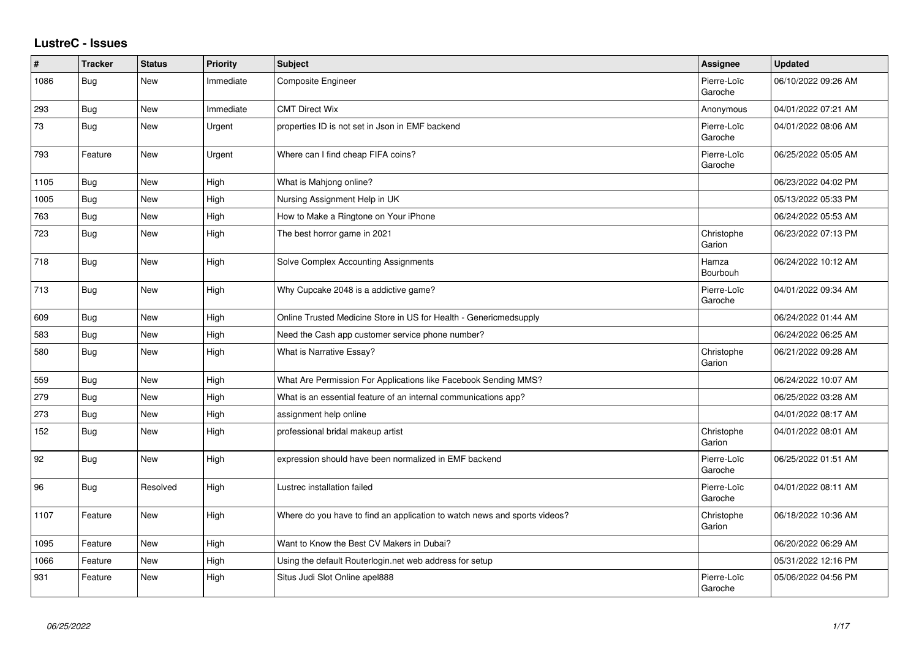## LustreC - Issues

| # | Tracker | Status | Priority | Subject | Assignee | Updated |
|---|---|---|---|---|---|---|
| 1086 | Bug | New | Immediate | Composite Engineer | Pierre-Loïc Garoche | 06/10/2022 09:26 AM |
| 293 | Bug | New | Immediate | CMT Direct Wix | Anonymous | 04/01/2022 07:21 AM |
| 73 | Bug | New | Urgent | properties ID is not set in Json in EMF backend | Pierre-Loïc Garoche | 04/01/2022 08:06 AM |
| 793 | Feature | New | Urgent | Where can I find cheap FIFA coins? | Pierre-Loïc Garoche | 06/25/2022 05:05 AM |
| 1105 | Bug | New | High | What is Mahjong online? | | 06/23/2022 04:02 PM |
| 1005 | Bug | New | High | Nursing Assignment Help in UK | | 05/13/2022 05:33 PM |
| 763 | Bug | New | High | How to Make a Ringtone on Your iPhone | | 06/24/2022 05:53 AM |
| 723 | Bug | New | High | The best horror game in 2021 | Christophe Garion | 06/23/2022 07:13 PM |
| 718 | Bug | New | High | Solve Complex Accounting Assignments | Hamza Bourbouh | 06/24/2022 10:12 AM |
| 713 | Bug | New | High | Why Cupcake 2048 is a addictive game? | Pierre-Loïc Garoche | 04/01/2022 09:34 AM |
| 609 | Bug | New | High | Online Trusted Medicine Store in US for Health - Genericmedsupply | | 06/24/2022 01:44 AM |
| 583 | Bug | New | High | Need the Cash app customer service phone number? | | 06/24/2022 06:25 AM |
| 580 | Bug | New | High | What is Narrative Essay? | Christophe Garion | 06/21/2022 09:28 AM |
| 559 | Bug | New | High | What Are Permission For Applications like Facebook Sending MMS? | | 06/24/2022 10:07 AM |
| 279 | Bug | New | High | What is an essential feature of an internal communications app? | | 06/25/2022 03:28 AM |
| 273 | Bug | New | High | assignment help online | | 04/01/2022 08:17 AM |
| 152 | Bug | New | High | professional bridal makeup artist | Christophe Garion | 04/01/2022 08:01 AM |
| 92 | Bug | New | High | expression should have been normalized in EMF backend | Pierre-Loïc Garoche | 06/25/2022 01:51 AM |
| 96 | Bug | Resolved | High | Lustrec installation failed | Pierre-Loïc Garoche | 04/01/2022 08:11 AM |
| 1107 | Feature | New | High | Where do you have to find an application to watch news and sports videos? | Christophe Garion | 06/18/2022 10:36 AM |
| 1095 | Feature | New | High | Want to Know the Best CV Makers in Dubai? | | 06/20/2022 06:29 AM |
| 1066 | Feature | New | High | Using the default Routerlogin.net web address for setup | | 05/31/2022 12:16 PM |
| 931 | Feature | New | High | Situs Judi Slot Online apel888 | Pierre-Loïc Garoche | 05/06/2022 04:56 PM |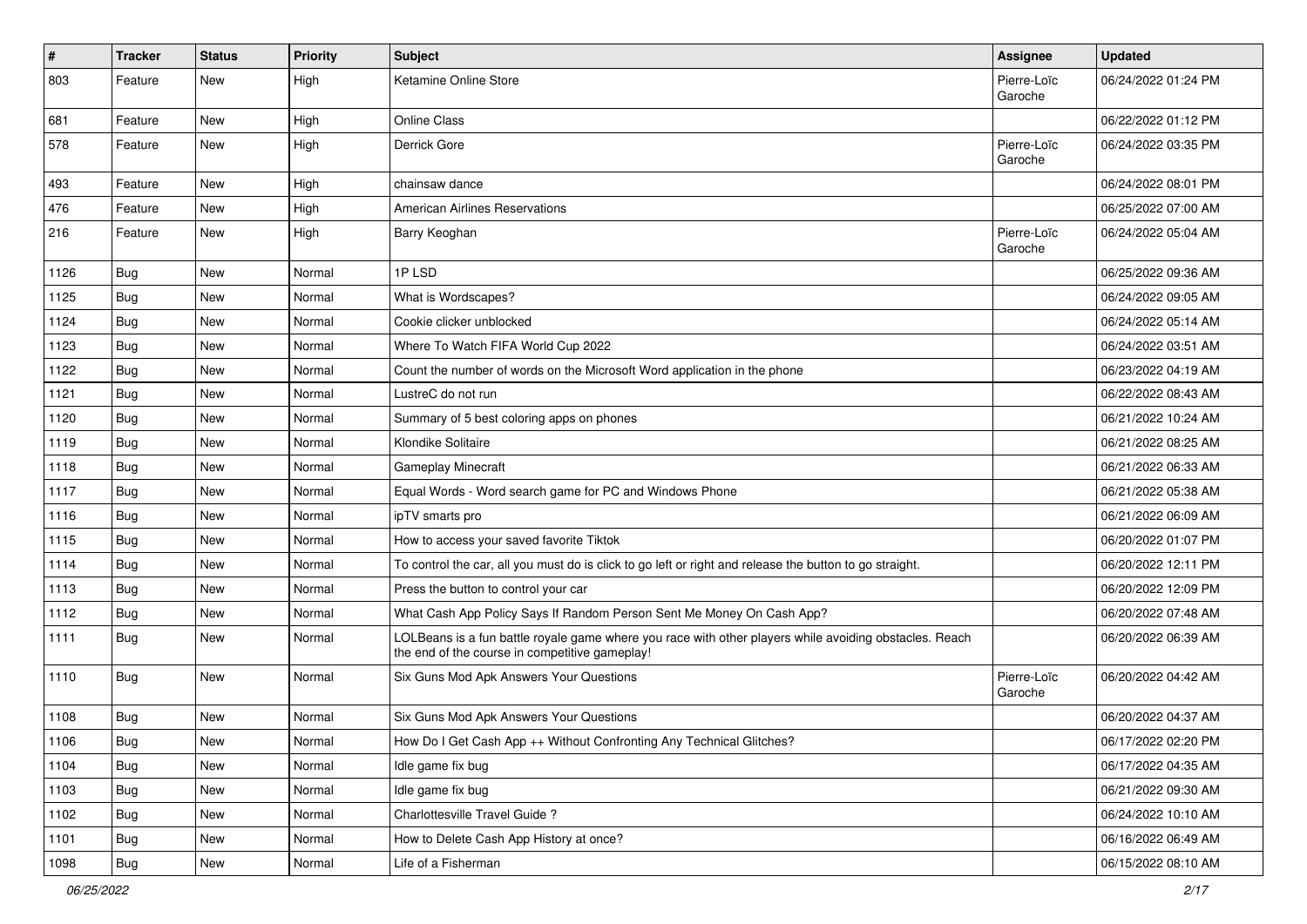| # | Tracker | Status | Priority | Subject | Assignee | Updated |
|---|---|---|---|---|---|---|
| 803 | Feature | New | High | Ketamine Online Store | Pierre-Loïc Garoche | 06/24/2022 01:24 PM |
| 681 | Feature | New | High | Online Class | | 06/22/2022 01:12 PM |
| 578 | Feature | New | High | Derrick Gore | Pierre-Loïc Garoche | 06/24/2022 03:35 PM |
| 493 | Feature | New | High | chainsaw dance | | 06/24/2022 08:01 PM |
| 476 | Feature | New | High | American Airlines Reservations | | 06/25/2022 07:00 AM |
| 216 | Feature | New | High | Barry Keoghan | Pierre-Loïc Garoche | 06/24/2022 05:04 AM |
| 1126 | Bug | New | Normal | 1P LSD | | 06/25/2022 09:36 AM |
| 1125 | Bug | New | Normal | What is Wordscapes? | | 06/24/2022 09:05 AM |
| 1124 | Bug | New | Normal | Cookie clicker unblocked | | 06/24/2022 05:14 AM |
| 1123 | Bug | New | Normal | Where To Watch FIFA World Cup 2022 | | 06/24/2022 03:51 AM |
| 1122 | Bug | New | Normal | Count the number of words on the Microsoft Word application in the phone | | 06/23/2022 04:19 AM |
| 1121 | Bug | New | Normal | LustreC do not run | | 06/22/2022 08:43 AM |
| 1120 | Bug | New | Normal | Summary of 5 best coloring apps on phones | | 06/21/2022 10:24 AM |
| 1119 | Bug | New | Normal | Klondike Solitaire | | 06/21/2022 08:25 AM |
| 1118 | Bug | New | Normal | Gameplay Minecraft | | 06/21/2022 06:33 AM |
| 1117 | Bug | New | Normal | Equal Words - Word search game for PC and Windows Phone | | 06/21/2022 05:38 AM |
| 1116 | Bug | New | Normal | ipTV smarts pro | | 06/21/2022 06:09 AM |
| 1115 | Bug | New | Normal | How to access your saved favorite Tiktok | | 06/20/2022 01:07 PM |
| 1114 | Bug | New | Normal | To control the car, all you must do is click to go left or right and release the button to go straight. | | 06/20/2022 12:11 PM |
| 1113 | Bug | New | Normal | Press the button to control your car | | 06/20/2022 12:09 PM |
| 1112 | Bug | New | Normal | What Cash App Policy Says If Random Person Sent Me Money On Cash App? | | 06/20/2022 07:48 AM |
| 1111 | Bug | New | Normal | LOLBeans is a fun battle royale game where you race with other players while avoiding obstacles. Reach the end of the course in competitive gameplay! | | 06/20/2022 06:39 AM |
| 1110 | Bug | New | Normal | Six Guns Mod Apk Answers Your Questions | Pierre-Loïc Garoche | 06/20/2022 04:42 AM |
| 1108 | Bug | New | Normal | Six Guns Mod Apk Answers Your Questions | | 06/20/2022 04:37 AM |
| 1106 | Bug | New | Normal | How Do I Get Cash App ++ Without Confronting Any Technical Glitches? | | 06/17/2022 02:20 PM |
| 1104 | Bug | New | Normal | Idle game fix bug | | 06/17/2022 04:35 AM |
| 1103 | Bug | New | Normal | Idle game fix bug | | 06/21/2022 09:30 AM |
| 1102 | Bug | New | Normal | Charlottesville Travel Guide ? | | 06/24/2022 10:10 AM |
| 1101 | Bug | New | Normal | How to Delete Cash App History at once? | | 06/16/2022 06:49 AM |
| 1098 | Bug | New | Normal | Life of a Fisherman | | 06/15/2022 08:10 AM |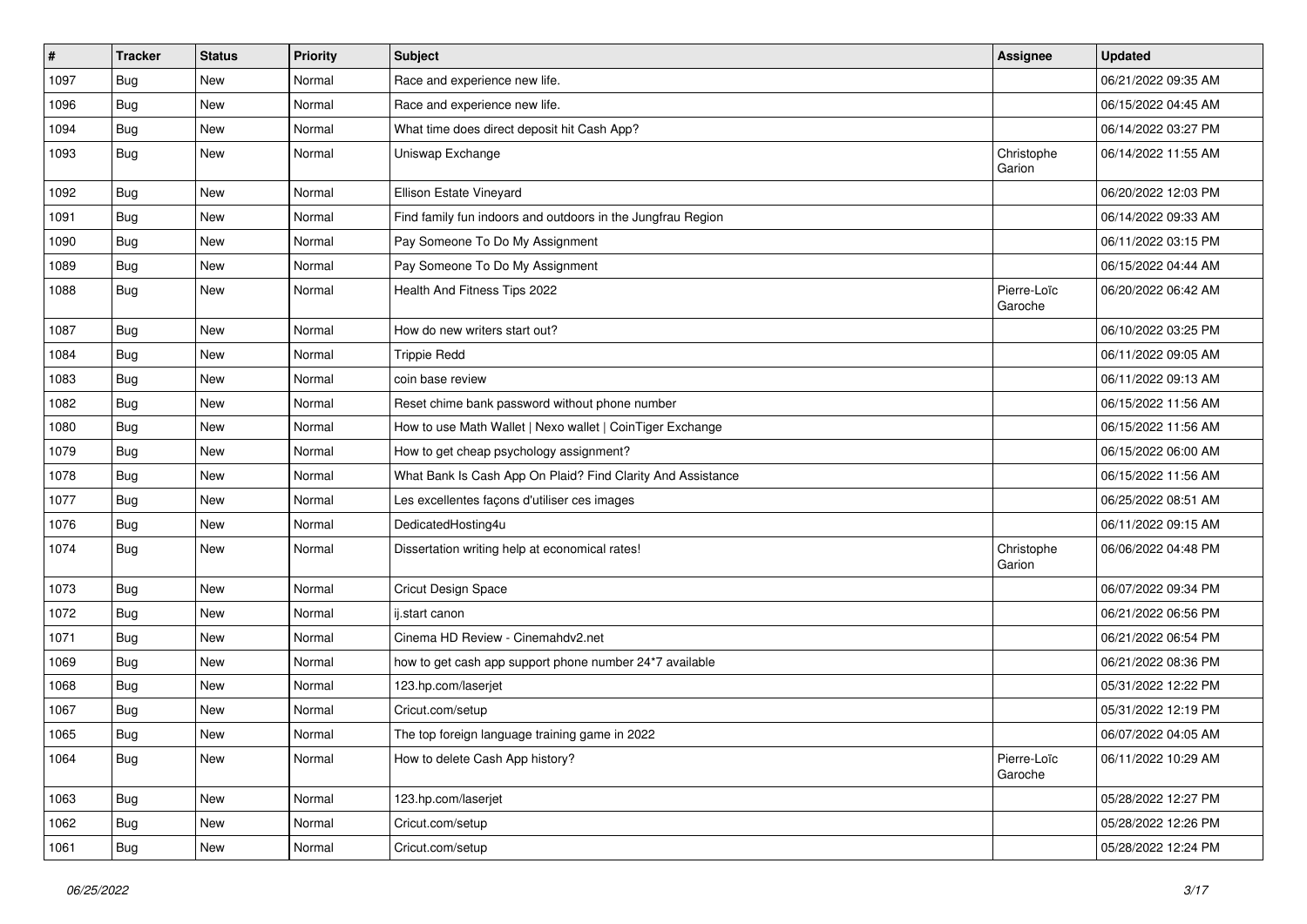| # | Tracker | Status | Priority | Subject | Assignee | Updated |
|---|---|---|---|---|---|---|
| 1097 | Bug | New | Normal | Race and experience new life. | | 06/21/2022 09:35 AM |
| 1096 | Bug | New | Normal | Race and experience new life. | | 06/15/2022 04:45 AM |
| 1094 | Bug | New | Normal | What time does direct deposit hit Cash App? | | 06/14/2022 03:27 PM |
| 1093 | Bug | New | Normal | Uniswap Exchange | Christophe Garion | 06/14/2022 11:55 AM |
| 1092 | Bug | New | Normal | Ellison Estate Vineyard | | 06/20/2022 12:03 PM |
| 1091 | Bug | New | Normal | Find family fun indoors and outdoors in the Jungfrau Region | | 06/14/2022 09:33 AM |
| 1090 | Bug | New | Normal | Pay Someone To Do My Assignment | | 06/11/2022 03:15 PM |
| 1089 | Bug | New | Normal | Pay Someone To Do My Assignment | | 06/15/2022 04:44 AM |
| 1088 | Bug | New | Normal | Health And Fitness Tips 2022 | Pierre-Loïc Garoche | 06/20/2022 06:42 AM |
| 1087 | Bug | New | Normal | How do new writers start out? | | 06/10/2022 03:25 PM |
| 1084 | Bug | New | Normal | Trippie Redd | | 06/11/2022 09:05 AM |
| 1083 | Bug | New | Normal | coin base review | | 06/11/2022 09:13 AM |
| 1082 | Bug | New | Normal | Reset chime bank password without phone number | | 06/15/2022 11:56 AM |
| 1080 | Bug | New | Normal | How to use Math Wallet \| Nexo wallet \| CoinTiger Exchange | | 06/15/2022 11:56 AM |
| 1079 | Bug | New | Normal | How to get cheap psychology assignment? | | 06/15/2022 06:00 AM |
| 1078 | Bug | New | Normal | What Bank Is Cash App On Plaid? Find Clarity And Assistance | | 06/15/2022 11:56 AM |
| 1077 | Bug | New | Normal | Les excellentes façons d'utiliser ces images | | 06/25/2022 08:51 AM |
| 1076 | Bug | New | Normal | DedicatedHosting4u | | 06/11/2022 09:15 AM |
| 1074 | Bug | New | Normal | Dissertation writing help at economical rates! | Christophe Garion | 06/06/2022 04:48 PM |
| 1073 | Bug | New | Normal | Cricut Design Space | | 06/07/2022 09:34 PM |
| 1072 | Bug | New | Normal | ij.start canon | | 06/21/2022 06:56 PM |
| 1071 | Bug | New | Normal | Cinema HD Review - Cinemahdv2.net | | 06/21/2022 06:54 PM |
| 1069 | Bug | New | Normal | how to get cash app support phone number 24*7 available | | 06/21/2022 08:36 PM |
| 1068 | Bug | New | Normal | 123.hp.com/laserjet | | 05/31/2022 12:22 PM |
| 1067 | Bug | New | Normal | Cricut.com/setup | | 05/31/2022 12:19 PM |
| 1065 | Bug | New | Normal | The top foreign language training game in 2022 | | 06/07/2022 04:05 AM |
| 1064 | Bug | New | Normal | How to delete Cash App history? | Pierre-Loïc Garoche | 06/11/2022 10:29 AM |
| 1063 | Bug | New | Normal | 123.hp.com/laserjet | | 05/28/2022 12:27 PM |
| 1062 | Bug | New | Normal | Cricut.com/setup | | 05/28/2022 12:26 PM |
| 1061 | Bug | New | Normal | Cricut.com/setup | | 05/28/2022 12:24 PM |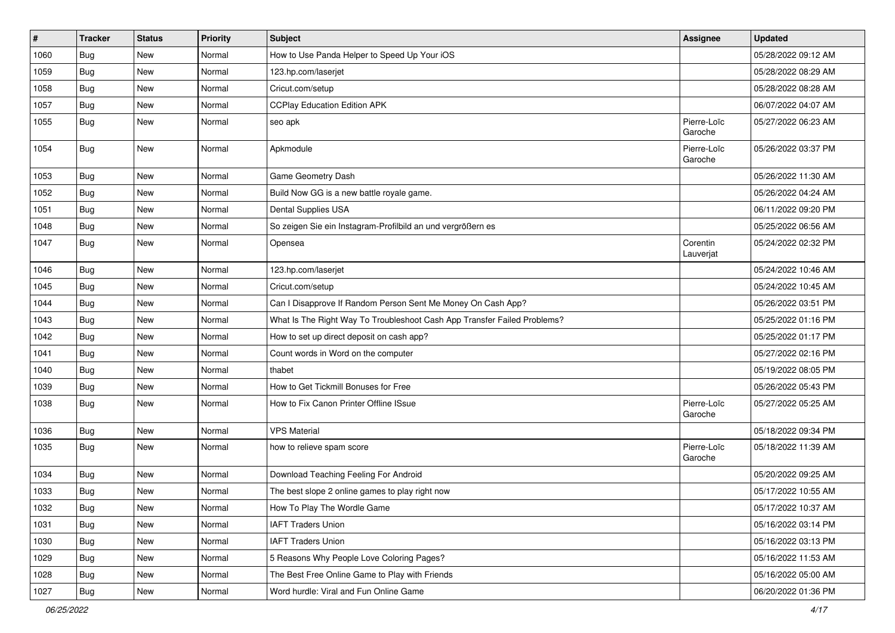| # | Tracker | Status | Priority | Subject | Assignee | Updated |
|---|---|---|---|---|---|---|
| 1060 | Bug | New | Normal | How to Use Panda Helper to Speed Up Your iOS | | 05/28/2022 09:12 AM |
| 1059 | Bug | New | Normal | 123.hp.com/laserjet | | 05/28/2022 08:29 AM |
| 1058 | Bug | New | Normal | Cricut.com/setup | | 05/28/2022 08:28 AM |
| 1057 | Bug | New | Normal | CCPlay Education Edition APK | | 06/07/2022 04:07 AM |
| 1055 | Bug | New | Normal | seo apk | Pierre-Loïc Garoche | 05/27/2022 06:23 AM |
| 1054 | Bug | New | Normal | Apkmodule | Pierre-Loïc Garoche | 05/26/2022 03:37 PM |
| 1053 | Bug | New | Normal | Game Geometry Dash | | 05/26/2022 11:30 AM |
| 1052 | Bug | New | Normal | Build Now GG is a new battle royale game. | | 05/26/2022 04:24 AM |
| 1051 | Bug | New | Normal | Dental Supplies USA | | 06/11/2022 09:20 PM |
| 1048 | Bug | New | Normal | So zeigen Sie ein Instagram-Profilbild an und vergrößern es | | 05/25/2022 06:56 AM |
| 1047 | Bug | New | Normal | Opensea | Corentin Lauverjat | 05/24/2022 02:32 PM |
| 1046 | Bug | New | Normal | 123.hp.com/laserjet | | 05/24/2022 10:46 AM |
| 1045 | Bug | New | Normal | Cricut.com/setup | | 05/24/2022 10:45 AM |
| 1044 | Bug | New | Normal | Can I Disapprove If Random Person Sent Me Money On Cash App? | | 05/26/2022 03:51 PM |
| 1043 | Bug | New | Normal | What Is The Right Way To Troubleshoot Cash App Transfer Failed Problems? | | 05/25/2022 01:16 PM |
| 1042 | Bug | New | Normal | How to set up direct deposit on cash app? | | 05/25/2022 01:17 PM |
| 1041 | Bug | New | Normal | Count words in Word on the computer | | 05/27/2022 02:16 PM |
| 1040 | Bug | New | Normal | thabet | | 05/19/2022 08:05 PM |
| 1039 | Bug | New | Normal | How to Get Tickmill Bonuses for Free | | 05/26/2022 05:43 PM |
| 1038 | Bug | New | Normal | How to Fix Canon Printer Offline ISsue | Pierre-Loïc Garoche | 05/27/2022 05:25 AM |
| 1036 | Bug | New | Normal | VPS Material | | 05/18/2022 09:34 PM |
| 1035 | Bug | New | Normal | how to relieve spam score | Pierre-Loïc Garoche | 05/18/2022 11:39 AM |
| 1034 | Bug | New | Normal | Download Teaching Feeling For Android | | 05/20/2022 09:25 AM |
| 1033 | Bug | New | Normal | The best slope 2 online games to play right now | | 05/17/2022 10:55 AM |
| 1032 | Bug | New | Normal | How To Play The Wordle Game | | 05/17/2022 10:37 AM |
| 1031 | Bug | New | Normal | IAFT Traders Union | | 05/16/2022 03:14 PM |
| 1030 | Bug | New | Normal | IAFT Traders Union | | 05/16/2022 03:13 PM |
| 1029 | Bug | New | Normal | 5 Reasons Why People Love Coloring Pages? | | 05/16/2022 11:53 AM |
| 1028 | Bug | New | Normal | The Best Free Online Game to Play with Friends | | 05/16/2022 05:00 AM |
| 1027 | Bug | New | Normal | Word hurdle: Viral and Fun Online Game | | 06/20/2022 01:36 PM |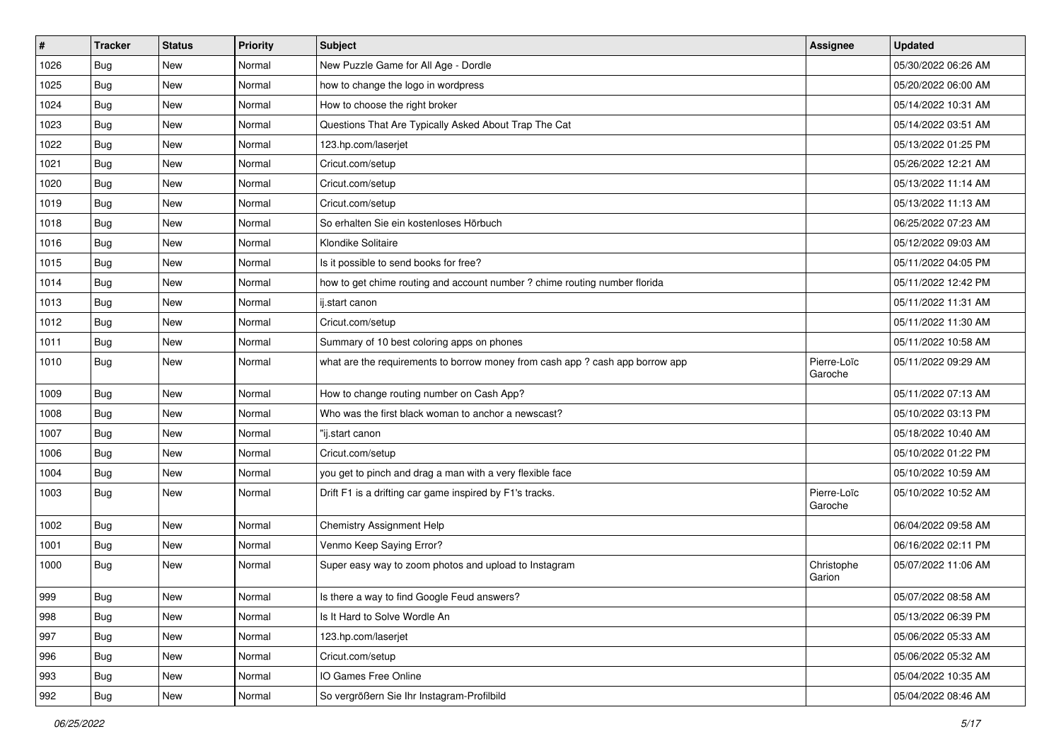| # | Tracker | Status | Priority | Subject | Assignee | Updated |
|---|---|---|---|---|---|---|
| 1026 | Bug | New | Normal | New Puzzle Game for All Age - Dordle | | 05/30/2022 06:26 AM |
| 1025 | Bug | New | Normal | how to change the logo in wordpress | | 05/20/2022 06:00 AM |
| 1024 | Bug | New | Normal | How to choose the right broker | | 05/14/2022 10:31 AM |
| 1023 | Bug | New | Normal | Questions That Are Typically Asked About Trap The Cat | | 05/14/2022 03:51 AM |
| 1022 | Bug | New | Normal | 123.hp.com/laserjet | | 05/13/2022 01:25 PM |
| 1021 | Bug | New | Normal | Cricut.com/setup | | 05/26/2022 12:21 AM |
| 1020 | Bug | New | Normal | Cricut.com/setup | | 05/13/2022 11:14 AM |
| 1019 | Bug | New | Normal | Cricut.com/setup | | 05/13/2022 11:13 AM |
| 1018 | Bug | New | Normal | So erhalten Sie ein kostenloses Hörbuch | | 06/25/2022 07:23 AM |
| 1016 | Bug | New | Normal | Klondike Solitaire | | 05/12/2022 09:03 AM |
| 1015 | Bug | New | Normal | Is it possible to send books for free? | | 05/11/2022 04:05 PM |
| 1014 | Bug | New | Normal | how to get chime routing and account number ? chime routing number florida | | 05/11/2022 12:42 PM |
| 1013 | Bug | New | Normal | ij.start canon | | 05/11/2022 11:31 AM |
| 1012 | Bug | New | Normal | Cricut.com/setup | | 05/11/2022 11:30 AM |
| 1011 | Bug | New | Normal | Summary of 10 best coloring apps on phones | | 05/11/2022 10:58 AM |
| 1010 | Bug | New | Normal | what are the requirements to borrow money from cash app ? cash app borrow app | Pierre-Loïc Garoche | 05/11/2022 09:29 AM |
| 1009 | Bug | New | Normal | How to change routing number on Cash App? | | 05/11/2022 07:13 AM |
| 1008 | Bug | New | Normal | Who was the first black woman to anchor a newscast? | | 05/10/2022 03:13 PM |
| 1007 | Bug | New | Normal | "ij.start canon | | 05/18/2022 10:40 AM |
| 1006 | Bug | New | Normal | Cricut.com/setup | | 05/10/2022 01:22 PM |
| 1004 | Bug | New | Normal | you get to pinch and drag a man with a very flexible face | | 05/10/2022 10:59 AM |
| 1003 | Bug | New | Normal | Drift F1 is a drifting car game inspired by F1's tracks. | Pierre-Loïc Garoche | 05/10/2022 10:52 AM |
| 1002 | Bug | New | Normal | Chemistry Assignment Help | | 06/04/2022 09:58 AM |
| 1001 | Bug | New | Normal | Venmo Keep Saying Error? | | 06/16/2022 02:11 PM |
| 1000 | Bug | New | Normal | Super easy way to zoom photos and upload to Instagram | Christophe Garion | 05/07/2022 11:06 AM |
| 999 | Bug | New | Normal | Is there a way to find Google Feud answers? | | 05/07/2022 08:58 AM |
| 998 | Bug | New | Normal | Is It Hard to Solve Wordle An | | 05/13/2022 06:39 PM |
| 997 | Bug | New | Normal | 123.hp.com/laserjet | | 05/06/2022 05:33 AM |
| 996 | Bug | New | Normal | Cricut.com/setup | | 05/06/2022 05:32 AM |
| 993 | Bug | New | Normal | IO Games Free Online | | 05/04/2022 10:35 AM |
| 992 | Bug | New | Normal | So vergrößern Sie Ihr Instagram-Profilbild | | 05/04/2022 08:46 AM |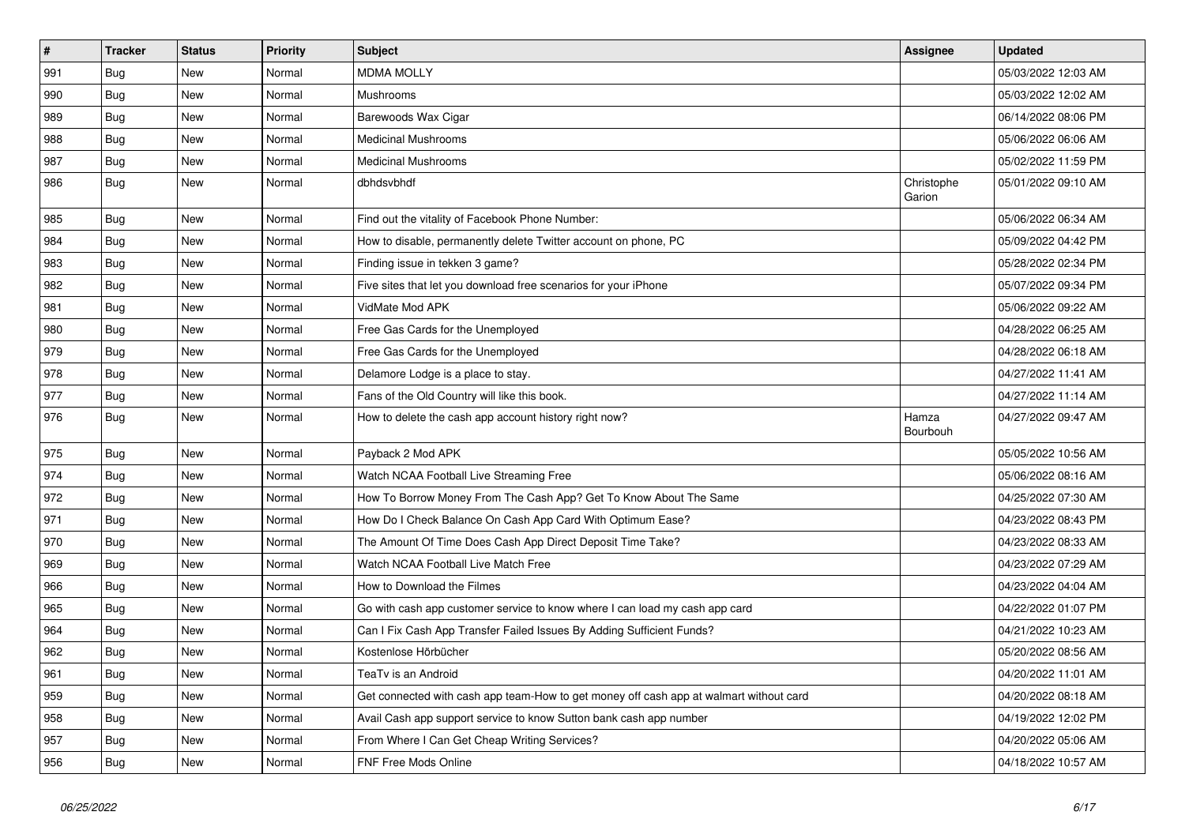| # | Tracker | Status | Priority | Subject | Assignee | Updated |
| --- | --- | --- | --- | --- | --- | --- |
| 991 | Bug | New | Normal | MDMA MOLLY | | 05/03/2022 12:03 AM |
| 990 | Bug | New | Normal | Mushrooms | | 05/03/2022 12:02 AM |
| 989 | Bug | New | Normal | Barewoods Wax Cigar | | 06/14/2022 08:06 PM |
| 988 | Bug | New | Normal | Medicinal Mushrooms | | 05/06/2022 06:06 AM |
| 987 | Bug | New | Normal | Medicinal Mushrooms | | 05/02/2022 11:59 PM |
| 986 | Bug | New | Normal | dbhdsvbhdf | Christophe Garion | 05/01/2022 09:10 AM |
| 985 | Bug | New | Normal | Find out the vitality of Facebook Phone Number: | | 05/06/2022 06:34 AM |
| 984 | Bug | New | Normal | How to disable, permanently delete Twitter account on phone, PC | | 05/09/2022 04:42 PM |
| 983 | Bug | New | Normal | Finding issue in tekken 3 game? | | 05/28/2022 02:34 PM |
| 982 | Bug | New | Normal | Five sites that let you download free scenarios for your iPhone | | 05/07/2022 09:34 PM |
| 981 | Bug | New | Normal | VidMate Mod APK | | 05/06/2022 09:22 AM |
| 980 | Bug | New | Normal | Free Gas Cards for the Unemployed | | 04/28/2022 06:25 AM |
| 979 | Bug | New | Normal | Free Gas Cards for the Unemployed | | 04/28/2022 06:18 AM |
| 978 | Bug | New | Normal | Delamore Lodge is a place to stay. | | 04/27/2022 11:41 AM |
| 977 | Bug | New | Normal | Fans of the Old Country will like this book. | | 04/27/2022 11:14 AM |
| 976 | Bug | New | Normal | How to delete the cash app account history right now? | Hamza Bourbouh | 04/27/2022 09:47 AM |
| 975 | Bug | New | Normal | Payback 2 Mod APK | | 05/05/2022 10:56 AM |
| 974 | Bug | New | Normal | Watch NCAA Football Live Streaming Free | | 05/06/2022 08:16 AM |
| 972 | Bug | New | Normal | How To Borrow Money From The Cash App? Get To Know About The Same | | 04/25/2022 07:30 AM |
| 971 | Bug | New | Normal | How Do I Check Balance On Cash App Card With Optimum Ease? | | 04/23/2022 08:43 PM |
| 970 | Bug | New | Normal | The Amount Of Time Does Cash App Direct Deposit Time Take? | | 04/23/2022 08:33 AM |
| 969 | Bug | New | Normal | Watch NCAA Football Live Match Free | | 04/23/2022 07:29 AM |
| 966 | Bug | New | Normal | How to Download the Filmes | | 04/23/2022 04:04 AM |
| 965 | Bug | New | Normal | Go with cash app customer service to know where I can load my cash app card | | 04/22/2022 01:07 PM |
| 964 | Bug | New | Normal | Can I Fix Cash App Transfer Failed Issues By Adding Sufficient Funds? | | 04/21/2022 10:23 AM |
| 962 | Bug | New | Normal | Kostenlose Hörbücher | | 05/20/2022 08:56 AM |
| 961 | Bug | New | Normal | TeaTv is an Android | | 04/20/2022 11:01 AM |
| 959 | Bug | New | Normal | Get connected with cash app team-How to get money off cash app at walmart without card | | 04/20/2022 08:18 AM |
| 958 | Bug | New | Normal | Avail Cash app support service to know Sutton bank cash app number | | 04/19/2022 12:02 PM |
| 957 | Bug | New | Normal | From Where I Can Get Cheap Writing Services? | | 04/20/2022 05:06 AM |
| 956 | Bug | New | Normal | FNF Free Mods Online | | 04/18/2022 10:57 AM |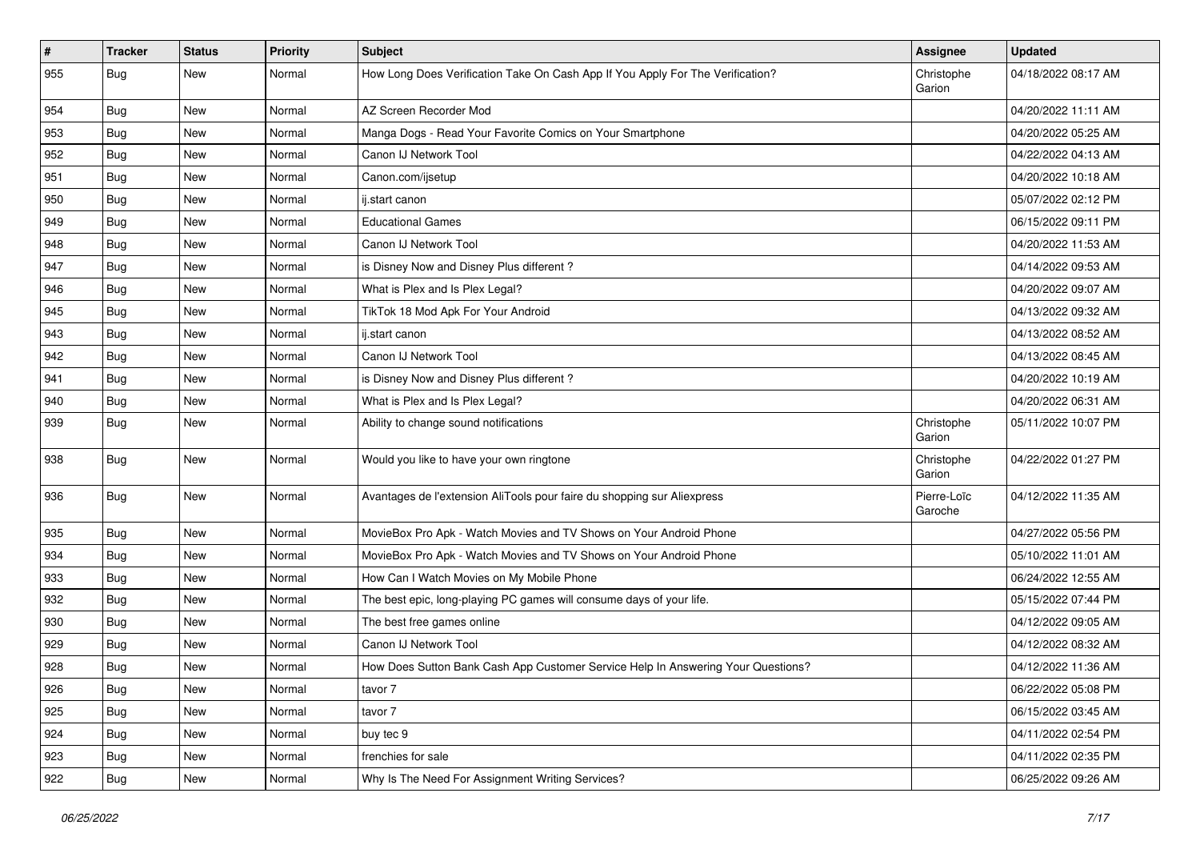| # | Tracker | Status | Priority | Subject | Assignee | Updated |
|---|---|---|---|---|---|---|
| 955 | Bug | New | Normal | How Long Does Verification Take On Cash App If You Apply For The Verification? | Christophe Garion | 04/18/2022 08:17 AM |
| 954 | Bug | New | Normal | AZ Screen Recorder Mod | | 04/20/2022 11:11 AM |
| 953 | Bug | New | Normal | Manga Dogs - Read Your Favorite Comics on Your Smartphone | | 04/20/2022 05:25 AM |
| 952 | Bug | New | Normal | Canon IJ Network Tool | | 04/22/2022 04:13 AM |
| 951 | Bug | New | Normal | Canon.com/ijsetup | | 04/20/2022 10:18 AM |
| 950 | Bug | New | Normal | ij.start canon | | 05/07/2022 02:12 PM |
| 949 | Bug | New | Normal | Educational Games | | 06/15/2022 09:11 PM |
| 948 | Bug | New | Normal | Canon IJ Network Tool | | 04/20/2022 11:53 AM |
| 947 | Bug | New | Normal | is Disney Now and Disney Plus different ? | | 04/14/2022 09:53 AM |
| 946 | Bug | New | Normal | What is Plex and Is Plex Legal? | | 04/20/2022 09:07 AM |
| 945 | Bug | New | Normal | TikTok 18 Mod Apk For Your Android | | 04/13/2022 09:32 AM |
| 943 | Bug | New | Normal | ij.start canon | | 04/13/2022 08:52 AM |
| 942 | Bug | New | Normal | Canon IJ Network Tool | | 04/13/2022 08:45 AM |
| 941 | Bug | New | Normal | is Disney Now and Disney Plus different ? | | 04/20/2022 10:19 AM |
| 940 | Bug | New | Normal | What is Plex and Is Plex Legal? | | 04/20/2022 06:31 AM |
| 939 | Bug | New | Normal | Ability to change sound notifications | Christophe Garion | 05/11/2022 10:07 PM |
| 938 | Bug | New | Normal | Would you like to have your own ringtone | Christophe Garion | 04/22/2022 01:27 PM |
| 936 | Bug | New | Normal | Avantages de l'extension AliTools pour faire du shopping sur Aliexpress | Pierre-Loïc Garoche | 04/12/2022 11:35 AM |
| 935 | Bug | New | Normal | MovieBox Pro Apk - Watch Movies and TV Shows on Your Android Phone | | 04/27/2022 05:56 PM |
| 934 | Bug | New | Normal | MovieBox Pro Apk - Watch Movies and TV Shows on Your Android Phone | | 05/10/2022 11:01 AM |
| 933 | Bug | New | Normal | How Can I Watch Movies on My Mobile Phone | | 06/24/2022 12:55 AM |
| 932 | Bug | New | Normal | The best epic, long-playing PC games will consume days of your life. | | 05/15/2022 07:44 PM |
| 930 | Bug | New | Normal | The best free games online | | 04/12/2022 09:05 AM |
| 929 | Bug | New | Normal | Canon IJ Network Tool | | 04/12/2022 08:32 AM |
| 928 | Bug | New | Normal | How Does Sutton Bank Cash App Customer Service Help In Answering Your Questions? | | 04/12/2022 11:36 AM |
| 926 | Bug | New | Normal | tavor 7 | | 06/22/2022 05:08 PM |
| 925 | Bug | New | Normal | tavor 7 | | 06/15/2022 03:45 AM |
| 924 | Bug | New | Normal | buy tec 9 | | 04/11/2022 02:54 PM |
| 923 | Bug | New | Normal | frenchies for sale | | 04/11/2022 02:35 PM |
| 922 | Bug | New | Normal | Why Is The Need For Assignment Writing Services? | | 06/25/2022 09:26 AM |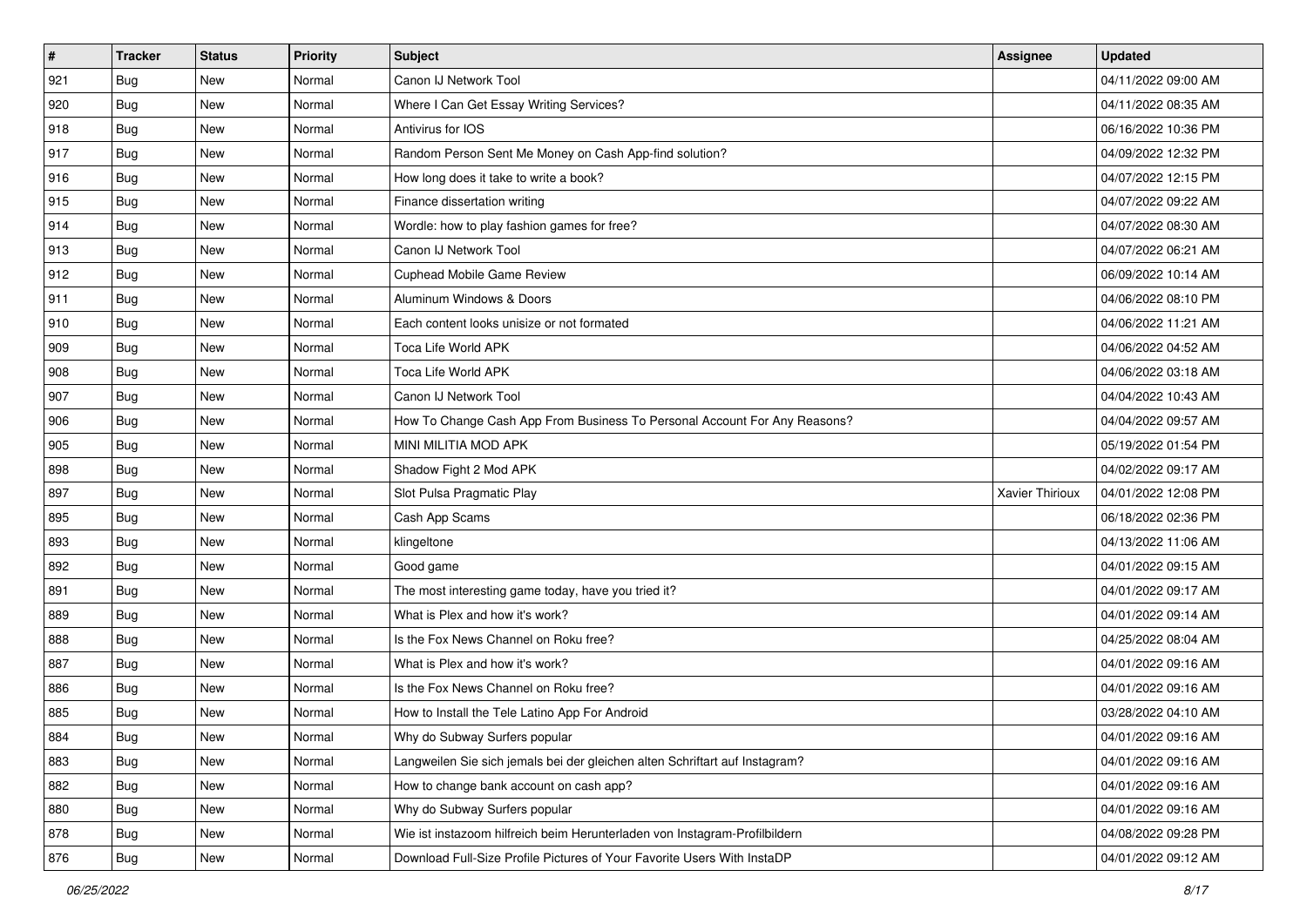| # | Tracker | Status | Priority | Subject | Assignee | Updated |
|---|---|---|---|---|---|---|
| 921 | Bug | New | Normal | Canon IJ Network Tool | | 04/11/2022 09:00 AM |
| 920 | Bug | New | Normal | Where I Can Get Essay Writing Services? | | 04/11/2022 08:35 AM |
| 918 | Bug | New | Normal | Antivirus for IOS | | 06/16/2022 10:36 PM |
| 917 | Bug | New | Normal | Random Person Sent Me Money on Cash App-find solution? | | 04/09/2022 12:32 PM |
| 916 | Bug | New | Normal | How long does it take to write a book? | | 04/07/2022 12:15 PM |
| 915 | Bug | New | Normal | Finance dissertation writing | | 04/07/2022 09:22 AM |
| 914 | Bug | New | Normal | Wordle: how to play fashion games for free? | | 04/07/2022 08:30 AM |
| 913 | Bug | New | Normal | Canon IJ Network Tool | | 04/07/2022 06:21 AM |
| 912 | Bug | New | Normal | Cuphead Mobile Game Review | | 06/09/2022 10:14 AM |
| 911 | Bug | New | Normal | Aluminum Windows & Doors | | 04/06/2022 08:10 PM |
| 910 | Bug | New | Normal | Each content looks unisize or not formated | | 04/06/2022 11:21 AM |
| 909 | Bug | New | Normal | Toca Life World APK | | 04/06/2022 04:52 AM |
| 908 | Bug | New | Normal | Toca Life World APK | | 04/06/2022 03:18 AM |
| 907 | Bug | New | Normal | Canon IJ Network Tool | | 04/04/2022 10:43 AM |
| 906 | Bug | New | Normal | How To Change Cash App From Business To Personal Account For Any Reasons? | | 04/04/2022 09:57 AM |
| 905 | Bug | New | Normal | MINI MILITIA MOD APK | | 05/19/2022 01:54 PM |
| 898 | Bug | New | Normal | Shadow Fight 2 Mod APK | | 04/02/2022 09:17 AM |
| 897 | Bug | New | Normal | Slot Pulsa Pragmatic Play | Xavier Thirioux | 04/01/2022 12:08 PM |
| 895 | Bug | New | Normal | Cash App Scams | | 06/18/2022 02:36 PM |
| 893 | Bug | New | Normal | klingeltone | | 04/13/2022 11:06 AM |
| 892 | Bug | New | Normal | Good game | | 04/01/2022 09:15 AM |
| 891 | Bug | New | Normal | The most interesting game today, have you tried it? | | 04/01/2022 09:17 AM |
| 889 | Bug | New | Normal | What is Plex and how it's work? | | 04/01/2022 09:14 AM |
| 888 | Bug | New | Normal | Is the Fox News Channel on Roku free? | | 04/25/2022 08:04 AM |
| 887 | Bug | New | Normal | What is Plex and how it's work? | | 04/01/2022 09:16 AM |
| 886 | Bug | New | Normal | Is the Fox News Channel on Roku free? | | 04/01/2022 09:16 AM |
| 885 | Bug | New | Normal | How to Install the Tele Latino App For Android | | 03/28/2022 04:10 AM |
| 884 | Bug | New | Normal | Why do Subway Surfers popular | | 04/01/2022 09:16 AM |
| 883 | Bug | New | Normal | Langweilen Sie sich jemals bei der gleichen alten Schriftart auf Instagram? | | 04/01/2022 09:16 AM |
| 882 | Bug | New | Normal | How to change bank account on cash app? | | 04/01/2022 09:16 AM |
| 880 | Bug | New | Normal | Why do Subway Surfers popular | | 04/01/2022 09:16 AM |
| 878 | Bug | New | Normal | Wie ist instazoom hilfreich beim Herunterladen von Instagram-Profilbildern | | 04/08/2022 09:28 PM |
| 876 | Bug | New | Normal | Download Full-Size Profile Pictures of Your Favorite Users With InstaDP | | 04/01/2022 09:12 AM |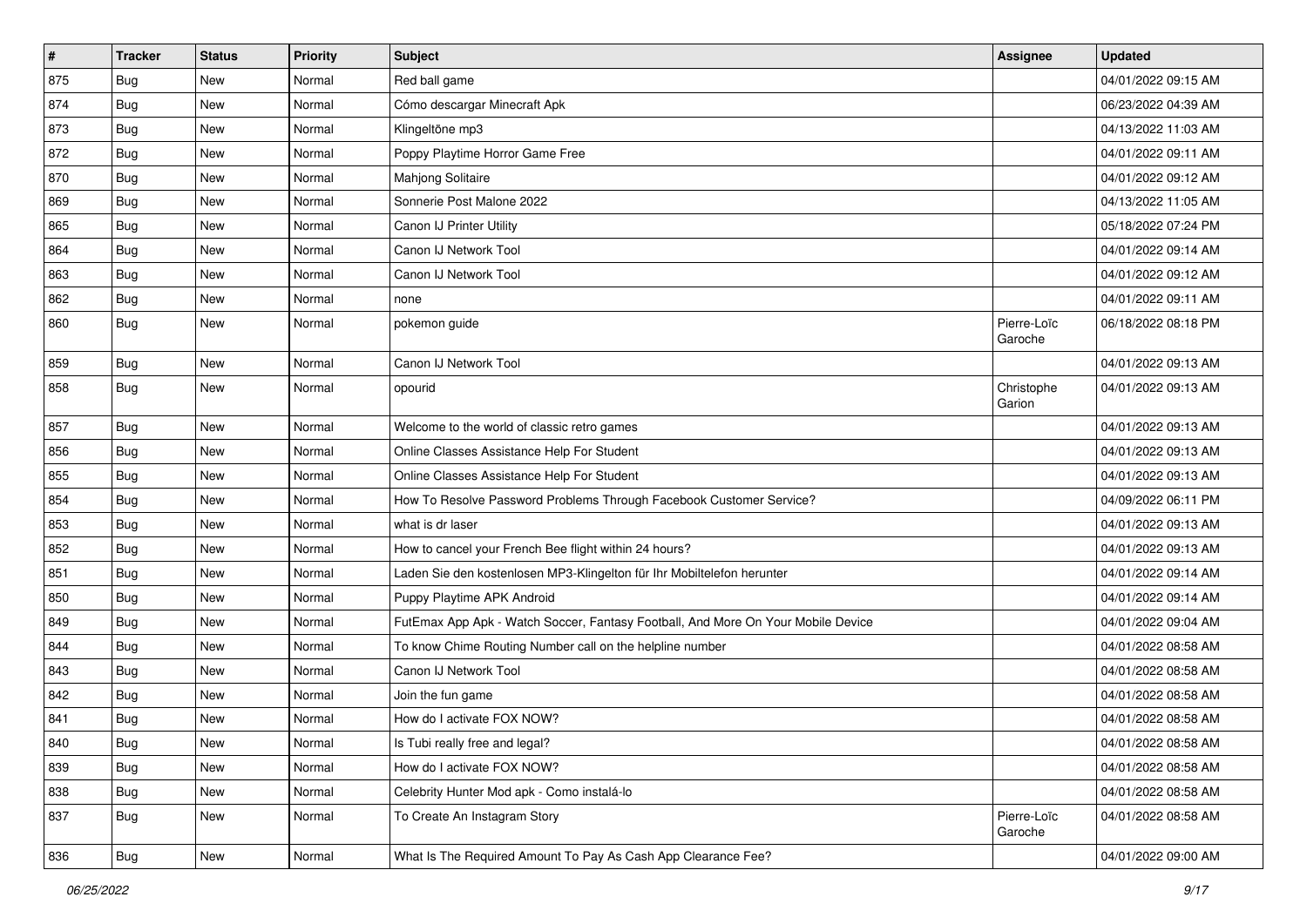| # | Tracker | Status | Priority | Subject | Assignee | Updated |
|---|---|---|---|---|---|---|
| 875 | Bug | New | Normal | Red ball game | | 04/01/2022 09:15 AM |
| 874 | Bug | New | Normal | Cómo descargar Minecraft Apk | | 06/23/2022 04:39 AM |
| 873 | Bug | New | Normal | Klingeltöne mp3 | | 04/13/2022 11:03 AM |
| 872 | Bug | New | Normal | Poppy Playtime Horror Game Free | | 04/01/2022 09:11 AM |
| 870 | Bug | New | Normal | Mahjong Solitaire | | 04/01/2022 09:12 AM |
| 869 | Bug | New | Normal | Sonnerie Post Malone 2022 | | 04/13/2022 11:05 AM |
| 865 | Bug | New | Normal | Canon IJ Printer Utility | | 05/18/2022 07:24 PM |
| 864 | Bug | New | Normal | Canon IJ Network Tool | | 04/01/2022 09:14 AM |
| 863 | Bug | New | Normal | Canon IJ Network Tool | | 04/01/2022 09:12 AM |
| 862 | Bug | New | Normal | none | | 04/01/2022 09:11 AM |
| 860 | Bug | New | Normal | pokemon guide | Pierre-Loïc Garoche | 06/18/2022 08:18 PM |
| 859 | Bug | New | Normal | Canon IJ Network Tool | | 04/01/2022 09:13 AM |
| 858 | Bug | New | Normal | opourid | Christophe Garion | 04/01/2022 09:13 AM |
| 857 | Bug | New | Normal | Welcome to the world of classic retro games | | 04/01/2022 09:13 AM |
| 856 | Bug | New | Normal | Online Classes Assistance Help For Student | | 04/01/2022 09:13 AM |
| 855 | Bug | New | Normal | Online Classes Assistance Help For Student | | 04/01/2022 09:13 AM |
| 854 | Bug | New | Normal | How To Resolve Password Problems Through Facebook Customer Service? | | 04/09/2022 06:11 PM |
| 853 | Bug | New | Normal | what is dr laser | | 04/01/2022 09:13 AM |
| 852 | Bug | New | Normal | How to cancel your French Bee flight within 24 hours? | | 04/01/2022 09:13 AM |
| 851 | Bug | New | Normal | Laden Sie den kostenlosen MP3-Klingelton für Ihr Mobiltelefon herunter | | 04/01/2022 09:14 AM |
| 850 | Bug | New | Normal | Puppy Playtime APK Android | | 04/01/2022 09:14 AM |
| 849 | Bug | New | Normal | FutEmax App Apk - Watch Soccer, Fantasy Football, And More On Your Mobile Device | | 04/01/2022 09:04 AM |
| 844 | Bug | New | Normal | To know Chime Routing Number call on the helpline number | | 04/01/2022 08:58 AM |
| 843 | Bug | New | Normal | Canon IJ Network Tool | | 04/01/2022 08:58 AM |
| 842 | Bug | New | Normal | Join the fun game | | 04/01/2022 08:58 AM |
| 841 | Bug | New | Normal | How do I activate FOX NOW? | | 04/01/2022 08:58 AM |
| 840 | Bug | New | Normal | Is Tubi really free and legal? | | 04/01/2022 08:58 AM |
| 839 | Bug | New | Normal | How do I activate FOX NOW? | | 04/01/2022 08:58 AM |
| 838 | Bug | New | Normal | Celebrity Hunter Mod apk - Como instalá-lo | | 04/01/2022 08:58 AM |
| 837 | Bug | New | Normal | To Create An Instagram Story | Pierre-Loïc Garoche | 04/01/2022 08:58 AM |
| 836 | Bug | New | Normal | What Is The Required Amount To Pay As Cash App Clearance Fee? | | 04/01/2022 09:00 AM |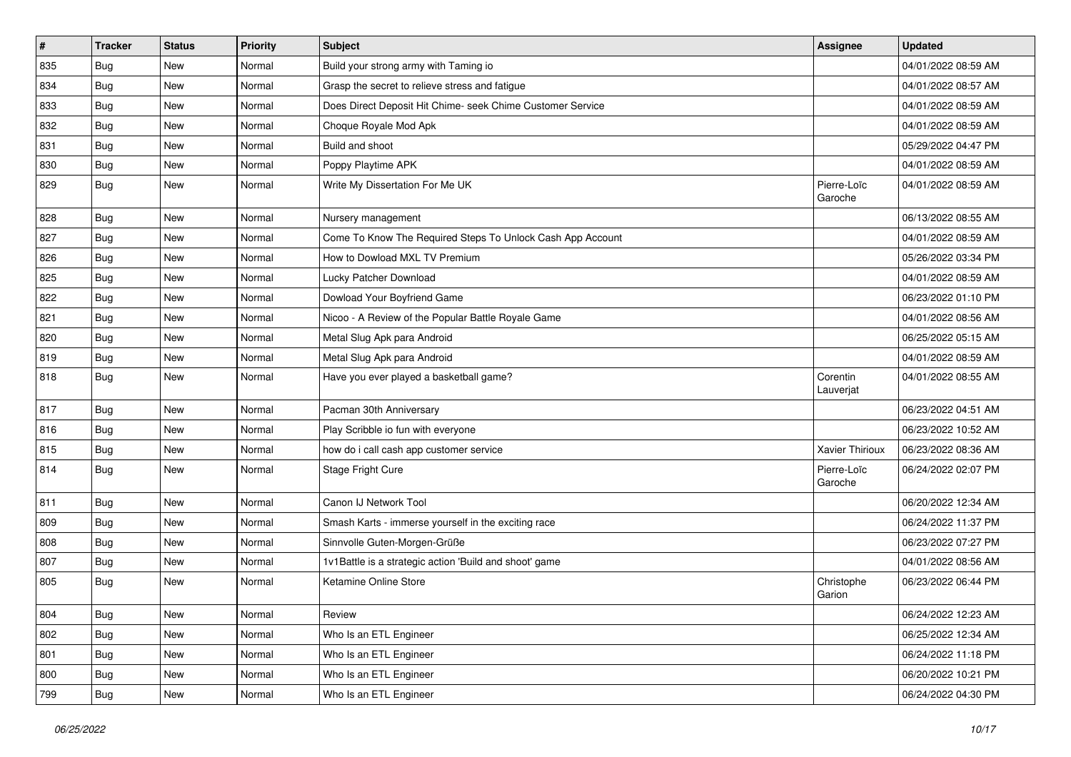| # | Tracker | Status | Priority | Subject | Assignee | Updated |
|---|---|---|---|---|---|---|
| 835 | Bug | New | Normal | Build your strong army with Taming io | | 04/01/2022 08:59 AM |
| 834 | Bug | New | Normal | Grasp the secret to relieve stress and fatigue | | 04/01/2022 08:57 AM |
| 833 | Bug | New | Normal | Does Direct Deposit Hit Chime- seek Chime Customer Service | | 04/01/2022 08:59 AM |
| 832 | Bug | New | Normal | Choque Royale Mod Apk | | 04/01/2022 08:59 AM |
| 831 | Bug | New | Normal | Build and shoot | | 05/29/2022 04:47 PM |
| 830 | Bug | New | Normal | Poppy Playtime APK | | 04/01/2022 08:59 AM |
| 829 | Bug | New | Normal | Write My Dissertation For Me UK | Pierre-Loïc Garoche | 04/01/2022 08:59 AM |
| 828 | Bug | New | Normal | Nursery management | | 06/13/2022 08:55 AM |
| 827 | Bug | New | Normal | Come To Know The Required Steps To Unlock Cash App Account | | 04/01/2022 08:59 AM |
| 826 | Bug | New | Normal | How to Dowload MXL TV Premium | | 05/26/2022 03:34 PM |
| 825 | Bug | New | Normal | Lucky Patcher Download | | 04/01/2022 08:59 AM |
| 822 | Bug | New | Normal | Dowload Your Boyfriend Game | | 06/23/2022 01:10 PM |
| 821 | Bug | New | Normal | Nicoo - A Review of the Popular Battle Royale Game | | 04/01/2022 08:56 AM |
| 820 | Bug | New | Normal | Metal Slug Apk para Android | | 06/25/2022 05:15 AM |
| 819 | Bug | New | Normal | Metal Slug Apk para Android | | 04/01/2022 08:59 AM |
| 818 | Bug | New | Normal | Have you ever played a basketball game? | Corentin Lauverjat | 04/01/2022 08:55 AM |
| 817 | Bug | New | Normal | Pacman 30th Anniversary | | 06/23/2022 04:51 AM |
| 816 | Bug | New | Normal | Play Scribble io fun with everyone | | 06/23/2022 10:52 AM |
| 815 | Bug | New | Normal | how do i call cash app customer service | Xavier Thirioux | 06/23/2022 08:36 AM |
| 814 | Bug | New | Normal | Stage Fright Cure | Pierre-Loïc Garoche | 06/24/2022 02:07 PM |
| 811 | Bug | New | Normal | Canon IJ Network Tool | | 06/20/2022 12:34 AM |
| 809 | Bug | New | Normal | Smash Karts - immerse yourself in the exciting race | | 06/24/2022 11:37 PM |
| 808 | Bug | New | Normal | Sinnvolle Guten-Morgen-Grüße | | 06/23/2022 07:27 PM |
| 807 | Bug | New | Normal | 1v1Battle is a strategic action 'Build and shoot' game | | 04/01/2022 08:56 AM |
| 805 | Bug | New | Normal | Ketamine Online Store | Christophe Garion | 06/23/2022 06:44 PM |
| 804 | Bug | New | Normal | Review | | 06/24/2022 12:23 AM |
| 802 | Bug | New | Normal | Who Is an ETL Engineer | | 06/25/2022 12:34 AM |
| 801 | Bug | New | Normal | Who Is an ETL Engineer | | 06/24/2022 11:18 PM |
| 800 | Bug | New | Normal | Who Is an ETL Engineer | | 06/20/2022 10:21 PM |
| 799 | Bug | New | Normal | Who Is an ETL Engineer | | 06/24/2022 04:30 PM |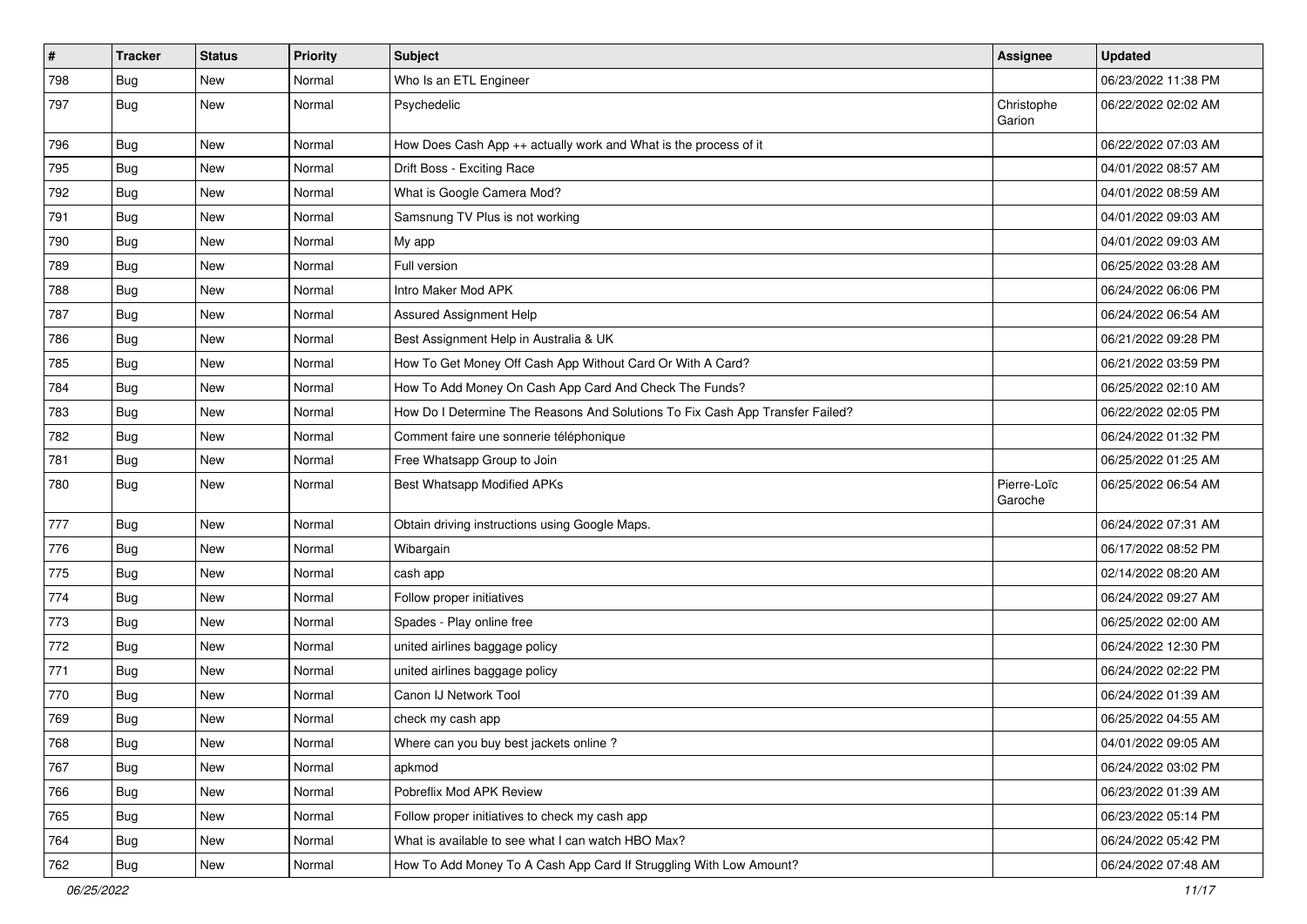| # | Tracker | Status | Priority | Subject | Assignee | Updated |
|---|---|---|---|---|---|---|
| 798 | Bug | New | Normal | Who Is an ETL Engineer | | 06/23/2022 11:38 PM |
| 797 | Bug | New | Normal | Psychedelic | Christophe Garion | 06/22/2022 02:02 AM |
| 796 | Bug | New | Normal | How Does Cash App ++ actually work and What is the process of it | | 06/22/2022 07:03 AM |
| 795 | Bug | New | Normal | Drift Boss - Exciting Race | | 04/01/2022 08:57 AM |
| 792 | Bug | New | Normal | What is Google Camera Mod? | | 04/01/2022 08:59 AM |
| 791 | Bug | New | Normal | Samsnung TV Plus is not working | | 04/01/2022 09:03 AM |
| 790 | Bug | New | Normal | My app | | 04/01/2022 09:03 AM |
| 789 | Bug | New | Normal | Full version | | 06/25/2022 03:28 AM |
| 788 | Bug | New | Normal | Intro Maker Mod APK | | 06/24/2022 06:06 PM |
| 787 | Bug | New | Normal | Assured Assignment Help | | 06/24/2022 06:54 AM |
| 786 | Bug | New | Normal | Best Assignment Help in Australia & UK | | 06/21/2022 09:28 PM |
| 785 | Bug | New | Normal | How To Get Money Off Cash App Without Card Or With A Card? | | 06/21/2022 03:59 PM |
| 784 | Bug | New | Normal | How To Add Money On Cash App Card And Check The Funds? | | 06/25/2022 02:10 AM |
| 783 | Bug | New | Normal | How Do I Determine The Reasons And Solutions To Fix Cash App Transfer Failed? | | 06/22/2022 02:05 PM |
| 782 | Bug | New | Normal | Comment faire une sonnerie téléphonique | | 06/24/2022 01:32 PM |
| 781 | Bug | New | Normal | Free Whatsapp Group to Join | | 06/25/2022 01:25 AM |
| 780 | Bug | New | Normal | Best Whatsapp Modified APKs | Pierre-Loïc Garoche | 06/25/2022 06:54 AM |
| 777 | Bug | New | Normal | Obtain driving instructions using Google Maps. | | 06/24/2022 07:31 AM |
| 776 | Bug | New | Normal | Wibargain | | 06/17/2022 08:52 PM |
| 775 | Bug | New | Normal | cash app | | 02/14/2022 08:20 AM |
| 774 | Bug | New | Normal | Follow proper initiatives | | 06/24/2022 09:27 AM |
| 773 | Bug | New | Normal | Spades - Play online free | | 06/25/2022 02:00 AM |
| 772 | Bug | New | Normal | united airlines baggage policy | | 06/24/2022 12:30 PM |
| 771 | Bug | New | Normal | united airlines baggage policy | | 06/24/2022 02:22 PM |
| 770 | Bug | New | Normal | Canon IJ Network Tool | | 06/24/2022 01:39 AM |
| 769 | Bug | New | Normal | check my cash app | | 06/25/2022 04:55 AM |
| 768 | Bug | New | Normal | Where can you buy best jackets online ? | | 04/01/2022 09:05 AM |
| 767 | Bug | New | Normal | apkmod | | 06/24/2022 03:02 PM |
| 766 | Bug | New | Normal | Pobreflix Mod APK Review | | 06/23/2022 01:39 AM |
| 765 | Bug | New | Normal | Follow proper initiatives to check my cash app | | 06/23/2022 05:14 PM |
| 764 | Bug | New | Normal | What is available to see what I can watch HBO Max? | | 06/24/2022 05:42 PM |
| 762 | Bug | New | Normal | How To Add Money To A Cash App Card If Struggling With Low Amount? | | 06/24/2022 07:48 AM |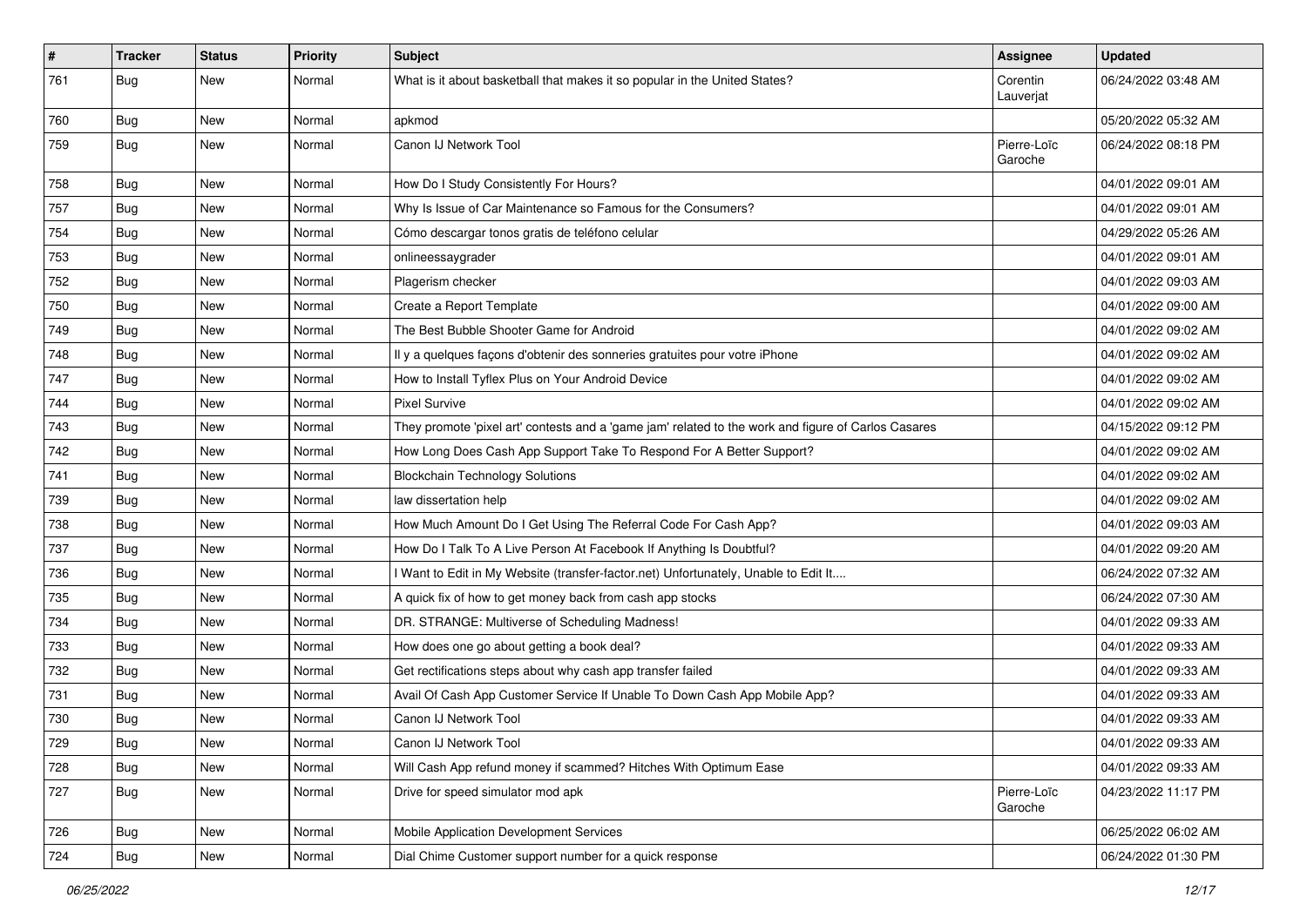| # | Tracker | Status | Priority | Subject | Assignee | Updated |
|---|---|---|---|---|---|---|
| 761 | Bug | New | Normal | What is it about basketball that makes it so popular in the United States? | Corentin Lauverjat | 06/24/2022 03:48 AM |
| 760 | Bug | New | Normal | apkmod | | 05/20/2022 05:32 AM |
| 759 | Bug | New | Normal | Canon IJ Network Tool | Pierre-Loïc Garoche | 06/24/2022 08:18 PM |
| 758 | Bug | New | Normal | How Do I Study Consistently For Hours? | | 04/01/2022 09:01 AM |
| 757 | Bug | New | Normal | Why Is Issue of Car Maintenance so Famous for the Consumers? | | 04/01/2022 09:01 AM |
| 754 | Bug | New | Normal | Cómo descargar tonos gratis de teléfono celular | | 04/29/2022 05:26 AM |
| 753 | Bug | New | Normal | onlineessaygrader | | 04/01/2022 09:01 AM |
| 752 | Bug | New | Normal | Plagerism checker | | 04/01/2022 09:03 AM |
| 750 | Bug | New | Normal | Create a Report Template | | 04/01/2022 09:00 AM |
| 749 | Bug | New | Normal | The Best Bubble Shooter Game for Android | | 04/01/2022 09:02 AM |
| 748 | Bug | New | Normal | Il y a quelques façons d'obtenir des sonneries gratuites pour votre iPhone | | 04/01/2022 09:02 AM |
| 747 | Bug | New | Normal | How to Install Tyflex Plus on Your Android Device | | 04/01/2022 09:02 AM |
| 744 | Bug | New | Normal | Pixel Survive | | 04/01/2022 09:02 AM |
| 743 | Bug | New | Normal | They promote 'pixel art' contests and a 'game jam' related to the work and figure of Carlos Casares | | 04/15/2022 09:12 PM |
| 742 | Bug | New | Normal | How Long Does Cash App Support Take To Respond For A Better Support? | | 04/01/2022 09:02 AM |
| 741 | Bug | New | Normal | Blockchain Technology Solutions | | 04/01/2022 09:02 AM |
| 739 | Bug | New | Normal | law dissertation help | | 04/01/2022 09:02 AM |
| 738 | Bug | New | Normal | How Much Amount Do I Get Using The Referral Code For Cash App? | | 04/01/2022 09:03 AM |
| 737 | Bug | New | Normal | How Do I Talk To A Live Person At Facebook If Anything Is Doubtful? | | 04/01/2022 09:20 AM |
| 736 | Bug | New | Normal | I Want to Edit in My Website (transfer-factor.net) Unfortunately, Unable to Edit It.... | | 06/24/2022 07:32 AM |
| 735 | Bug | New | Normal | A quick fix of how to get money back from cash app stocks | | 06/24/2022 07:30 AM |
| 734 | Bug | New | Normal | DR. STRANGE: Multiverse of Scheduling Madness! | | 04/01/2022 09:33 AM |
| 733 | Bug | New | Normal | How does one go about getting a book deal? | | 04/01/2022 09:33 AM |
| 732 | Bug | New | Normal | Get rectifications steps about why cash app transfer failed | | 04/01/2022 09:33 AM |
| 731 | Bug | New | Normal | Avail Of Cash App Customer Service If Unable To Down Cash App Mobile App? | | 04/01/2022 09:33 AM |
| 730 | Bug | New | Normal | Canon IJ Network Tool | | 04/01/2022 09:33 AM |
| 729 | Bug | New | Normal | Canon IJ Network Tool | | 04/01/2022 09:33 AM |
| 728 | Bug | New | Normal | Will Cash App refund money if scammed? Hitches With Optimum Ease | | 04/01/2022 09:33 AM |
| 727 | Bug | New | Normal | Drive for speed simulator mod apk | Pierre-Loïc Garoche | 04/23/2022 11:17 PM |
| 726 | Bug | New | Normal | Mobile Application Development Services | | 06/25/2022 06:02 AM |
| 724 | Bug | New | Normal | Dial Chime Customer support number for a quick response | | 06/24/2022 01:30 PM |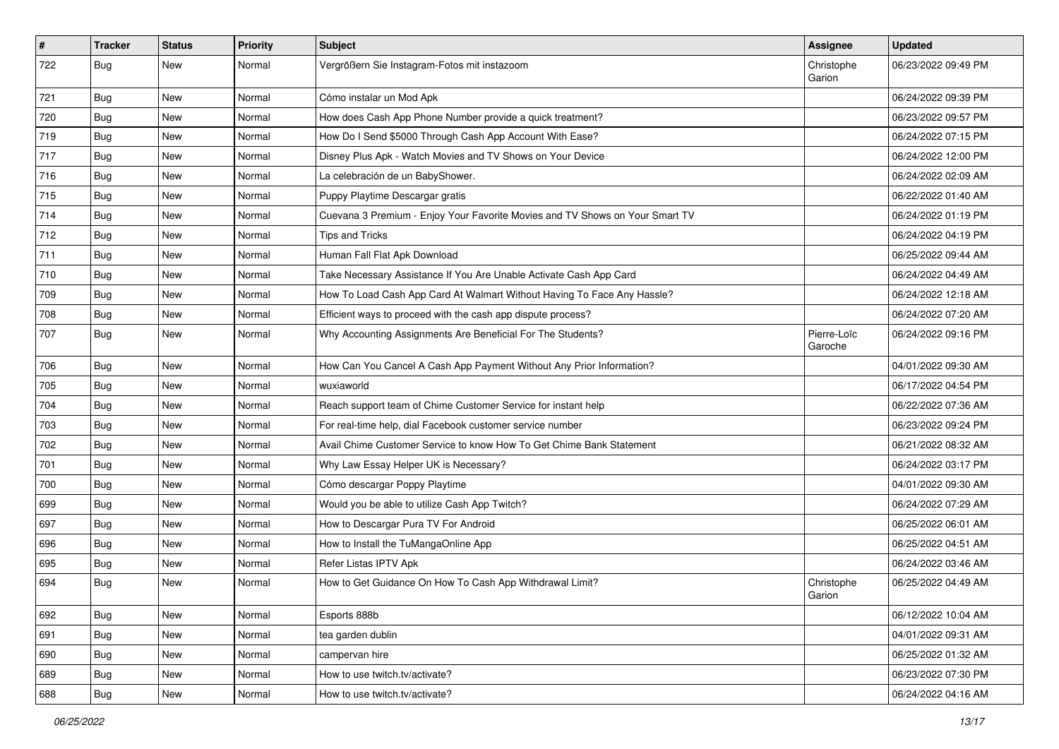| # | Tracker | Status | Priority | Subject | Assignee | Updated |
|---|---|---|---|---|---|---|
| 722 | Bug | New | Normal | Vergrößern Sie Instagram-Fotos mit instazoom | Christophe Garion | 06/23/2022 09:49 PM |
| 721 | Bug | New | Normal | Cómo instalar un Mod Apk | | 06/24/2022 09:39 PM |
| 720 | Bug | New | Normal | How does Cash App Phone Number provide a quick treatment? | | 06/23/2022 09:57 PM |
| 719 | Bug | New | Normal | How Do I Send $5000 Through Cash App Account With Ease? | | 06/24/2022 07:15 PM |
| 717 | Bug | New | Normal | Disney Plus Apk - Watch Movies and TV Shows on Your Device | | 06/24/2022 12:00 PM |
| 716 | Bug | New | Normal | La celebración de un BabyShower. | | 06/24/2022 02:09 AM |
| 715 | Bug | New | Normal | Puppy Playtime Descargar gratis | | 06/22/2022 01:40 AM |
| 714 | Bug | New | Normal | Cuevana 3 Premium - Enjoy Your Favorite Movies and TV Shows on Your Smart TV | | 06/24/2022 01:19 PM |
| 712 | Bug | New | Normal | Tips and Tricks | | 06/24/2022 04:19 PM |
| 711 | Bug | New | Normal | Human Fall Flat Apk Download | | 06/25/2022 09:44 AM |
| 710 | Bug | New | Normal | Take Necessary Assistance If You Are Unable Activate Cash App Card | | 06/24/2022 04:49 AM |
| 709 | Bug | New | Normal | How To Load Cash App Card At Walmart Without Having To Face Any Hassle? | | 06/24/2022 12:18 AM |
| 708 | Bug | New | Normal | Efficient ways to proceed with the cash app dispute process? | | 06/24/2022 07:20 AM |
| 707 | Bug | New | Normal | Why Accounting Assignments Are Beneficial For The Students? | Pierre-Loïc Garoche | 06/24/2022 09:16 PM |
| 706 | Bug | New | Normal | How Can You Cancel A Cash App Payment Without Any Prior Information? | | 04/01/2022 09:30 AM |
| 705 | Bug | New | Normal | wuxiaworld | | 06/17/2022 04:54 PM |
| 704 | Bug | New | Normal | Reach support team of Chime Customer Service for instant help | | 06/22/2022 07:36 AM |
| 703 | Bug | New | Normal | For real-time help, dial Facebook customer service number | | 06/23/2022 09:24 PM |
| 702 | Bug | New | Normal | Avail Chime Customer Service to know How To Get Chime Bank Statement | | 06/21/2022 08:32 AM |
| 701 | Bug | New | Normal | Why Law Essay Helper UK is Necessary? | | 06/24/2022 03:17 PM |
| 700 | Bug | New | Normal | Cómo descargar Poppy Playtime | | 04/01/2022 09:30 AM |
| 699 | Bug | New | Normal | Would you be able to utilize Cash App Twitch? | | 06/24/2022 07:29 AM |
| 697 | Bug | New | Normal | How to Descargar Pura TV For Android | | 06/25/2022 06:01 AM |
| 696 | Bug | New | Normal | How to Install the TuMangaOnline App | | 06/25/2022 04:51 AM |
| 695 | Bug | New | Normal | Refer Listas IPTV Apk | | 06/24/2022 03:46 AM |
| 694 | Bug | New | Normal | How to Get Guidance On How To Cash App Withdrawal Limit? | Christophe Garion | 06/25/2022 04:49 AM |
| 692 | Bug | New | Normal | Esports 888b | | 06/12/2022 10:04 AM |
| 691 | Bug | New | Normal | tea garden dublin | | 04/01/2022 09:31 AM |
| 690 | Bug | New | Normal | campervan hire | | 06/25/2022 01:32 AM |
| 689 | Bug | New | Normal | How to use twitch.tv/activate? | | 06/23/2022 07:30 PM |
| 688 | Bug | New | Normal | How to use twitch.tv/activate? | | 06/24/2022 04:16 AM |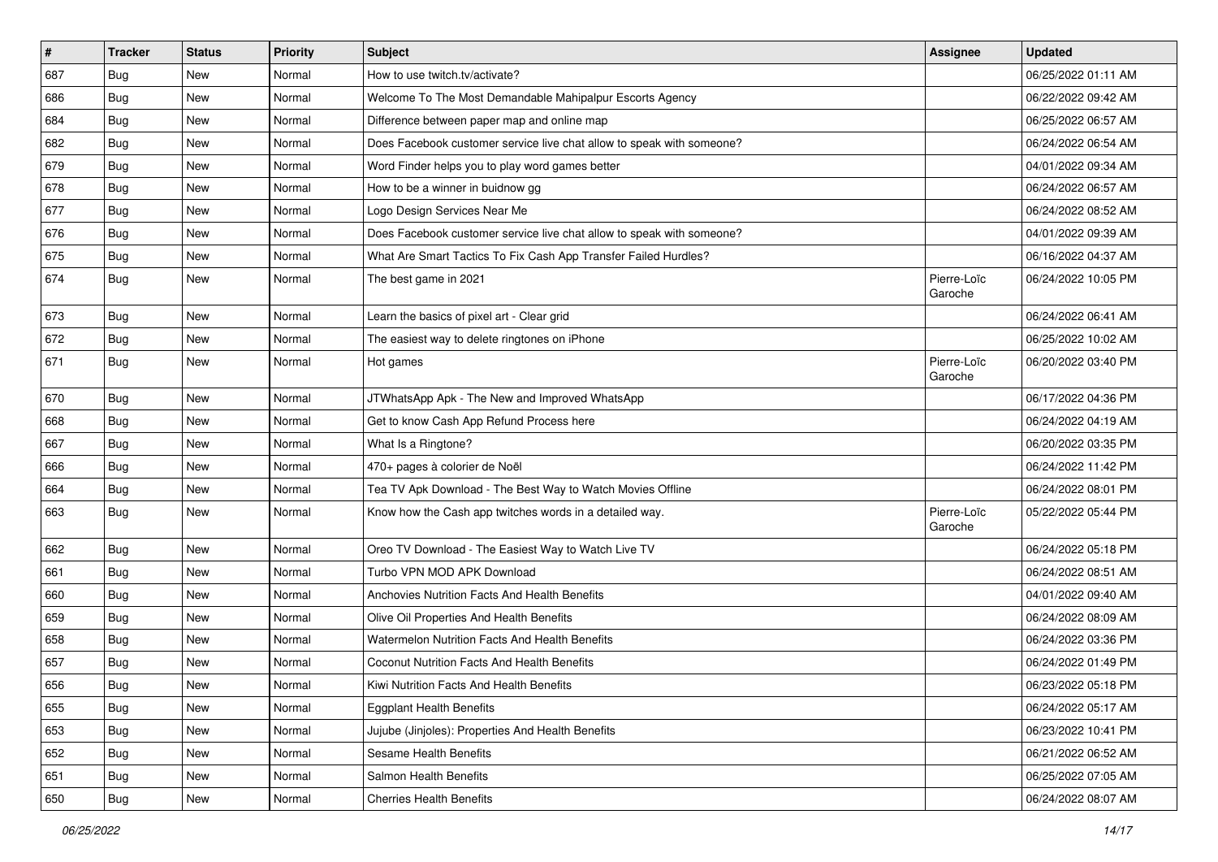| # | Tracker | Status | Priority | Subject | Assignee | Updated |
|---|---|---|---|---|---|---|
| 687 | Bug | New | Normal | How to use twitch.tv/activate? | | 06/25/2022 01:11 AM |
| 686 | Bug | New | Normal | Welcome To The Most Demandable Mahipalpur Escorts Agency | | 06/22/2022 09:42 AM |
| 684 | Bug | New | Normal | Difference between paper map and online map | | 06/25/2022 06:57 AM |
| 682 | Bug | New | Normal | Does Facebook customer service live chat allow to speak with someone? | | 06/24/2022 06:54 AM |
| 679 | Bug | New | Normal | Word Finder helps you to play word games better | | 04/01/2022 09:34 AM |
| 678 | Bug | New | Normal | How to be a winner in buidnow gg | | 06/24/2022 06:57 AM |
| 677 | Bug | New | Normal | Logo Design Services Near Me | | 06/24/2022 08:52 AM |
| 676 | Bug | New | Normal | Does Facebook customer service live chat allow to speak with someone? | | 04/01/2022 09:39 AM |
| 675 | Bug | New | Normal | What Are Smart Tactics To Fix Cash App Transfer Failed Hurdles? | | 06/16/2022 04:37 AM |
| 674 | Bug | New | Normal | The best game in 2021 | Pierre-Loïc Garoche | 06/24/2022 10:05 PM |
| 673 | Bug | New | Normal | Learn the basics of pixel art - Clear grid | | 06/24/2022 06:41 AM |
| 672 | Bug | New | Normal | The easiest way to delete ringtones on iPhone | | 06/25/2022 10:02 AM |
| 671 | Bug | New | Normal | Hot games | Pierre-Loïc Garoche | 06/20/2022 03:40 PM |
| 670 | Bug | New | Normal | JTWhatsApp Apk - The New and Improved WhatsApp | | 06/17/2022 04:36 PM |
| 668 | Bug | New | Normal | Get to know Cash App Refund Process here | | 06/24/2022 04:19 AM |
| 667 | Bug | New | Normal | What Is a Ringtone? | | 06/20/2022 03:35 PM |
| 666 | Bug | New | Normal | 470+ pages à colorier de Noël | | 06/24/2022 11:42 PM |
| 664 | Bug | New | Normal | Tea TV Apk Download - The Best Way to Watch Movies Offline | | 06/24/2022 08:01 PM |
| 663 | Bug | New | Normal | Know how the Cash app twitches words in a detailed way. | Pierre-Loïc Garoche | 05/22/2022 05:44 PM |
| 662 | Bug | New | Normal | Oreo TV Download - The Easiest Way to Watch Live TV | | 06/24/2022 05:18 PM |
| 661 | Bug | New | Normal | Turbo VPN MOD APK Download | | 06/24/2022 08:51 AM |
| 660 | Bug | New | Normal | Anchovies Nutrition Facts And Health Benefits | | 04/01/2022 09:40 AM |
| 659 | Bug | New | Normal | Olive Oil Properties And Health Benefits | | 06/24/2022 08:09 AM |
| 658 | Bug | New | Normal | Watermelon Nutrition Facts And Health Benefits | | 06/24/2022 03:36 PM |
| 657 | Bug | New | Normal | Coconut Nutrition Facts And Health Benefits | | 06/24/2022 01:49 PM |
| 656 | Bug | New | Normal | Kiwi Nutrition Facts And Health Benefits | | 06/23/2022 05:18 PM |
| 655 | Bug | New | Normal | Eggplant Health Benefits | | 06/24/2022 05:17 AM |
| 653 | Bug | New | Normal | Jujube (Jinjoles): Properties And Health Benefits | | 06/23/2022 10:41 PM |
| 652 | Bug | New | Normal | Sesame Health Benefits | | 06/21/2022 06:52 AM |
| 651 | Bug | New | Normal | Salmon Health Benefits | | 06/25/2022 07:05 AM |
| 650 | Bug | New | Normal | Cherries Health Benefits | | 06/24/2022 08:07 AM |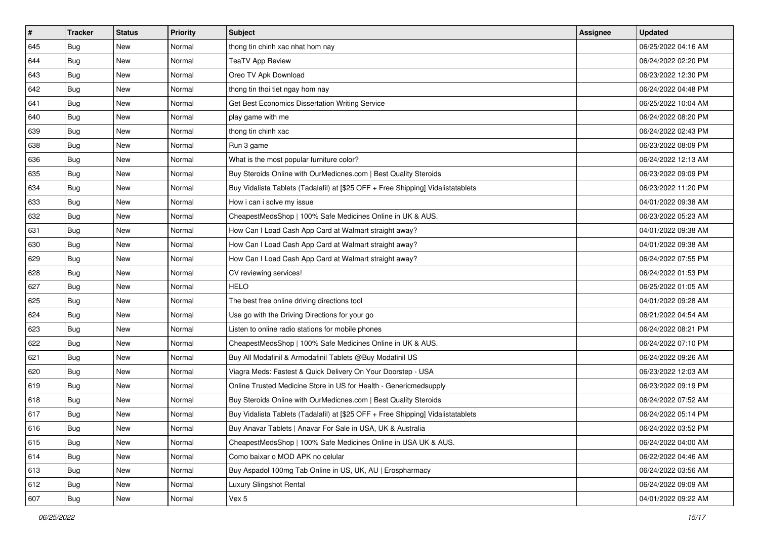| # | Tracker | Status | Priority | Subject | Assignee | Updated |
|---|---|---|---|---|---|---|
| 645 | Bug | New | Normal | thong tin chinh xac nhat hom nay | | 06/25/2022 04:16 AM |
| 644 | Bug | New | Normal | TeaTV App Review | | 06/24/2022 02:20 PM |
| 643 | Bug | New | Normal | Oreo TV Apk Download | | 06/23/2022 12:30 PM |
| 642 | Bug | New | Normal | thong tin thoi tiet ngay hom nay | | 06/24/2022 04:48 PM |
| 641 | Bug | New | Normal | Get Best Economics Dissertation Writing Service | | 06/25/2022 10:04 AM |
| 640 | Bug | New | Normal | play game with me | | 06/24/2022 08:20 PM |
| 639 | Bug | New | Normal | thong tin chinh xac | | 06/24/2022 02:43 PM |
| 638 | Bug | New | Normal | Run 3 game | | 06/23/2022 08:09 PM |
| 636 | Bug | New | Normal | What is the most popular furniture color? | | 06/24/2022 12:13 AM |
| 635 | Bug | New | Normal | Buy Steroids Online with OurMedicnes.com \| Best Quality Steroids | | 06/23/2022 09:09 PM |
| 634 | Bug | New | Normal | Buy Vidalista Tablets (Tadalafil) at [$25 OFF + Free Shipping] Vidalistatablets | | 06/23/2022 11:20 PM |
| 633 | Bug | New | Normal | How i can i solve my issue | | 04/01/2022 09:38 AM |
| 632 | Bug | New | Normal | CheapestMedsShop \| 100% Safe Medicines Online in UK & AUS. | | 06/23/2022 05:23 AM |
| 631 | Bug | New | Normal | How Can I Load Cash App Card at Walmart straight away? | | 04/01/2022 09:38 AM |
| 630 | Bug | New | Normal | How Can I Load Cash App Card at Walmart straight away? | | 04/01/2022 09:38 AM |
| 629 | Bug | New | Normal | How Can I Load Cash App Card at Walmart straight away? | | 06/24/2022 07:55 PM |
| 628 | Bug | New | Normal | CV reviewing services! | | 06/24/2022 01:53 PM |
| 627 | Bug | New | Normal | HELO | | 06/25/2022 01:05 AM |
| 625 | Bug | New | Normal | The best free online driving directions tool | | 04/01/2022 09:28 AM |
| 624 | Bug | New | Normal | Use go with the Driving Directions for your go | | 06/21/2022 04:54 AM |
| 623 | Bug | New | Normal | Listen to online radio stations for mobile phones | | 06/24/2022 08:21 PM |
| 622 | Bug | New | Normal | CheapestMedsShop \| 100% Safe Medicines Online in UK & AUS. | | 06/24/2022 07:10 PM |
| 621 | Bug | New | Normal | Buy All Modafinil & Armodafinil Tablets @Buy Modafinil US | | 06/24/2022 09:26 AM |
| 620 | Bug | New | Normal | Viagra Meds: Fastest & Quick Delivery On Your Doorstep - USA | | 06/23/2022 12:03 AM |
| 619 | Bug | New | Normal | Online Trusted Medicine Store in US for Health - Genericmedsupply | | 06/23/2022 09:19 PM |
| 618 | Bug | New | Normal | Buy Steroids Online with OurMedicnes.com \| Best Quality Steroids | | 06/24/2022 07:52 AM |
| 617 | Bug | New | Normal | Buy Vidalista Tablets (Tadalafil) at [$25 OFF + Free Shipping] Vidalistatablets | | 06/24/2022 05:14 PM |
| 616 | Bug | New | Normal | Buy Anavar Tablets \| Anavar For Sale in USA, UK & Australia | | 06/24/2022 03:52 PM |
| 615 | Bug | New | Normal | CheapestMedsShop \| 100% Safe Medicines Online in USA UK & AUS. | | 06/24/2022 04:00 AM |
| 614 | Bug | New | Normal | Como baixar o MOD APK no celular | | 06/22/2022 04:46 AM |
| 613 | Bug | New | Normal | Buy Aspadol 100mg Tab Online in US, UK, AU \| Erospharmacy | | 06/24/2022 03:56 AM |
| 612 | Bug | New | Normal | Luxury Slingshot Rental | | 06/24/2022 09:09 AM |
| 607 | Bug | New | Normal | Vex 5 | | 04/01/2022 09:22 AM |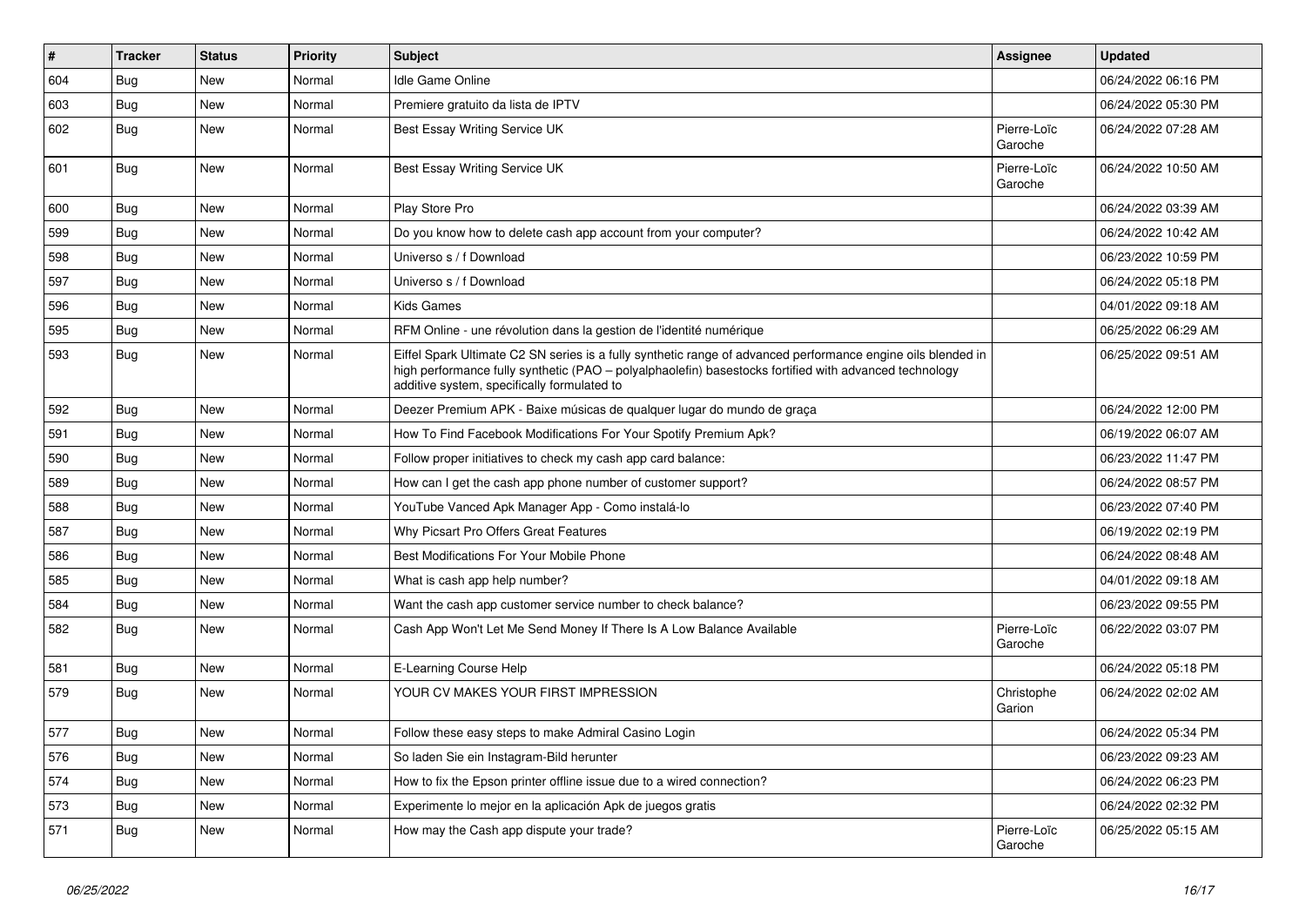| # | Tracker | Status | Priority | Subject | Assignee | Updated |
|---|---|---|---|---|---|---|
| 604 | Bug | New | Normal | Idle Game Online | | 06/24/2022 06:16 PM |
| 603 | Bug | New | Normal | Premiere gratuito da lista de IPTV | | 06/24/2022 05:30 PM |
| 602 | Bug | New | Normal | Best Essay Writing Service UK | Pierre-Loïc Garoche | 06/24/2022 07:28 AM |
| 601 | Bug | New | Normal | Best Essay Writing Service UK | Pierre-Loïc Garoche | 06/24/2022 10:50 AM |
| 600 | Bug | New | Normal | Play Store Pro | | 06/24/2022 03:39 AM |
| 599 | Bug | New | Normal | Do you know how to delete cash app account from your computer? | | 06/24/2022 10:42 AM |
| 598 | Bug | New | Normal | Universo s / f Download | | 06/23/2022 10:59 PM |
| 597 | Bug | New | Normal | Universo s / f Download | | 06/24/2022 05:18 PM |
| 596 | Bug | New | Normal | Kids Games | | 04/01/2022 09:18 AM |
| 595 | Bug | New | Normal | RFM Online - une révolution dans la gestion de l'identité numérique | | 06/25/2022 06:29 AM |
| 593 | Bug | New | Normal | Eiffel Spark Ultimate C2 SN series is a fully synthetic range of advanced performance engine oils blended in high performance fully synthetic (PAO – polyalphaolefin) basestocks fortified with advanced technology additive system, specifically formulated to | | 06/25/2022 09:51 AM |
| 592 | Bug | New | Normal | Deezer Premium APK - Baixe músicas de qualquer lugar do mundo de graça | | 06/24/2022 12:00 PM |
| 591 | Bug | New | Normal | How To Find Facebook Modifications For Your Spotify Premium Apk? | | 06/19/2022 06:07 AM |
| 590 | Bug | New | Normal | Follow proper initiatives to check my cash app card balance: | | 06/23/2022 11:47 PM |
| 589 | Bug | New | Normal | How can I get the cash app phone number of customer support? | | 06/24/2022 08:57 PM |
| 588 | Bug | New | Normal | YouTube Vanced Apk Manager App - Como instalá-lo | | 06/23/2022 07:40 PM |
| 587 | Bug | New | Normal | Why Picsart Pro Offers Great Features | | 06/19/2022 02:19 PM |
| 586 | Bug | New | Normal | Best Modifications For Your Mobile Phone | | 06/24/2022 08:48 AM |
| 585 | Bug | New | Normal | What is cash app help number? | | 04/01/2022 09:18 AM |
| 584 | Bug | New | Normal | Want the cash app customer service number to check balance? | | 06/23/2022 09:55 PM |
| 582 | Bug | New | Normal | Cash App Won't Let Me Send Money If There Is A Low Balance Available | Pierre-Loïc Garoche | 06/22/2022 03:07 PM |
| 581 | Bug | New | Normal | E-Learning Course Help | | 06/24/2022 05:18 PM |
| 579 | Bug | New | Normal | YOUR CV MAKES YOUR FIRST IMPRESSION | Christophe Garion | 06/24/2022 02:02 AM |
| 577 | Bug | New | Normal | Follow these easy steps to make Admiral Casino Login | | 06/24/2022 05:34 PM |
| 576 | Bug | New | Normal | So laden Sie ein Instagram-Bild herunter | | 06/23/2022 09:23 AM |
| 574 | Bug | New | Normal | How to fix the Epson printer offline issue due to a wired connection? | | 06/24/2022 06:23 PM |
| 573 | Bug | New | Normal | Experimente lo mejor en la aplicación Apk de juegos gratis | | 06/24/2022 02:32 PM |
| 571 | Bug | New | Normal | How may the Cash app dispute your trade? | Pierre-Loïc Garoche | 06/25/2022 05:15 AM |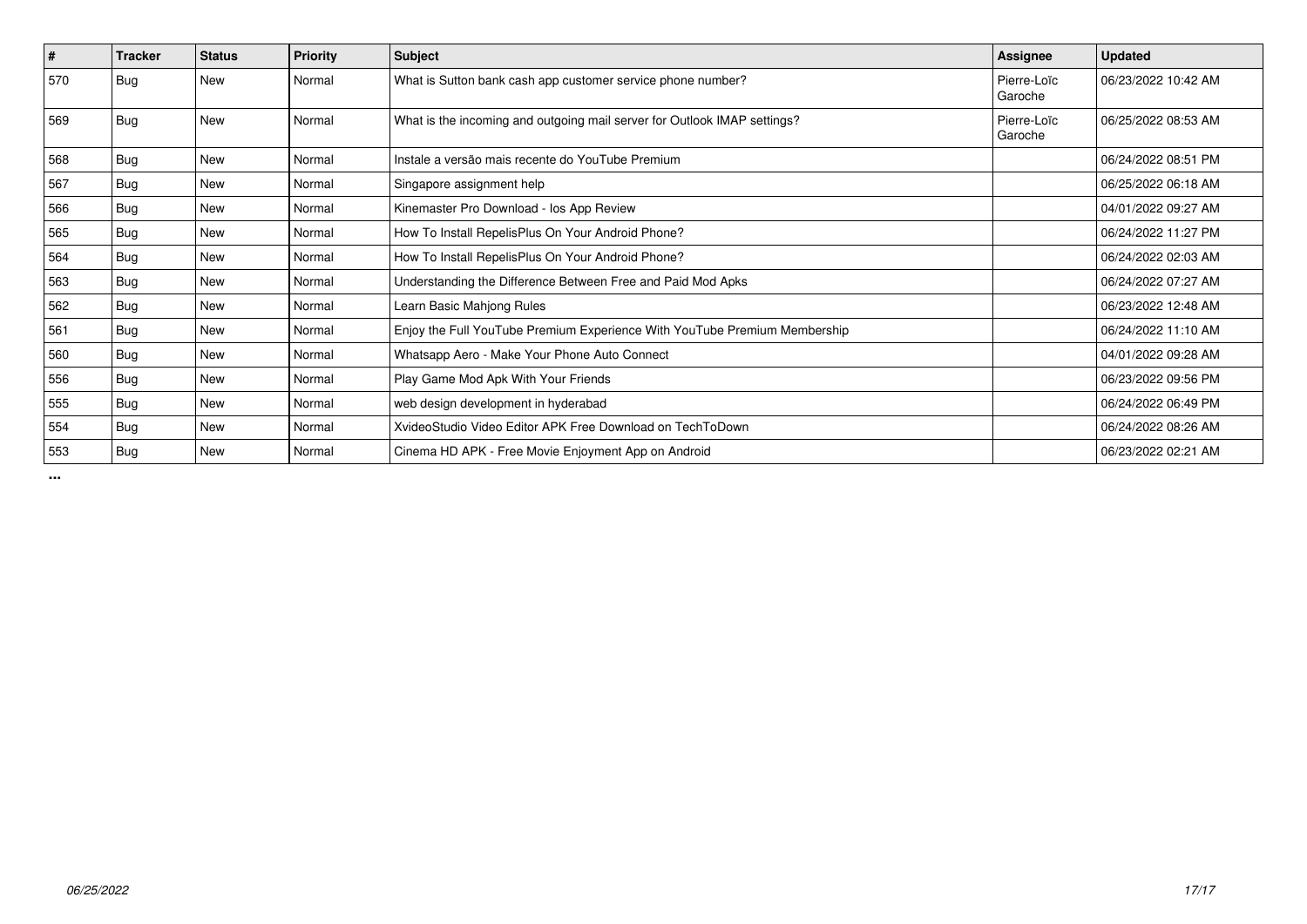| # | Tracker | Status | Priority | Subject | Assignee | Updated |
|---|---|---|---|---|---|---|
| 570 | Bug | New | Normal | What is Sutton bank cash app customer service phone number? | Pierre-Loïc Garoche | 06/23/2022 10:42 AM |
| 569 | Bug | New | Normal | What is the incoming and outgoing mail server for Outlook IMAP settings? | Pierre-Loïc Garoche | 06/25/2022 08:53 AM |
| 568 | Bug | New | Normal | Instale a versão mais recente do YouTube Premium | | 06/24/2022 08:51 PM |
| 567 | Bug | New | Normal | Singapore assignment help | | 06/25/2022 06:18 AM |
| 566 | Bug | New | Normal | Kinemaster Pro Download - Ios App Review | | 04/01/2022 09:27 AM |
| 565 | Bug | New | Normal | How To Install RepelisPlus On Your Android Phone? | | 06/24/2022 11:27 PM |
| 564 | Bug | New | Normal | How To Install RepelisPlus On Your Android Phone? | | 06/24/2022 02:03 AM |
| 563 | Bug | New | Normal | Understanding the Difference Between Free and Paid Mod Apks | | 06/24/2022 07:27 AM |
| 562 | Bug | New | Normal | Learn Basic Mahjong Rules | | 06/23/2022 12:48 AM |
| 561 | Bug | New | Normal | Enjoy the Full YouTube Premium Experience With YouTube Premium Membership | | 06/24/2022 11:10 AM |
| 560 | Bug | New | Normal | Whatsapp Aero - Make Your Phone Auto Connect | | 04/01/2022 09:28 AM |
| 556 | Bug | New | Normal | Play Game Mod Apk With Your Friends | | 06/23/2022 09:56 PM |
| 555 | Bug | New | Normal | web design development in hyderabad | | 06/24/2022 06:49 PM |
| 554 | Bug | New | Normal | XvideoStudio Video Editor APK Free Download on TechToDown | | 06/24/2022 08:26 AM |
| 553 | Bug | New | Normal | Cinema HD APK - Free Movie Enjoyment App on Android | | 06/23/2022 02:21 AM |

...